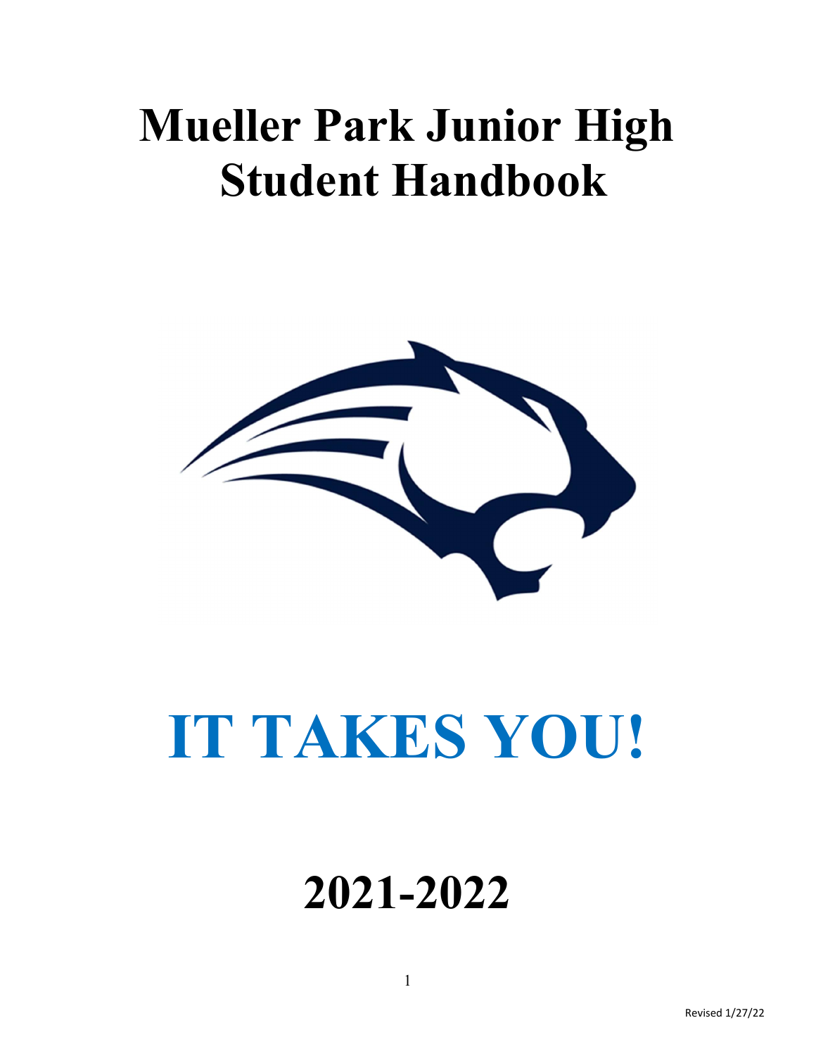# Mueller Park Junior High Student Handbook

# IT TAKES YOU!

# 2021-2022

Revised 1/27/22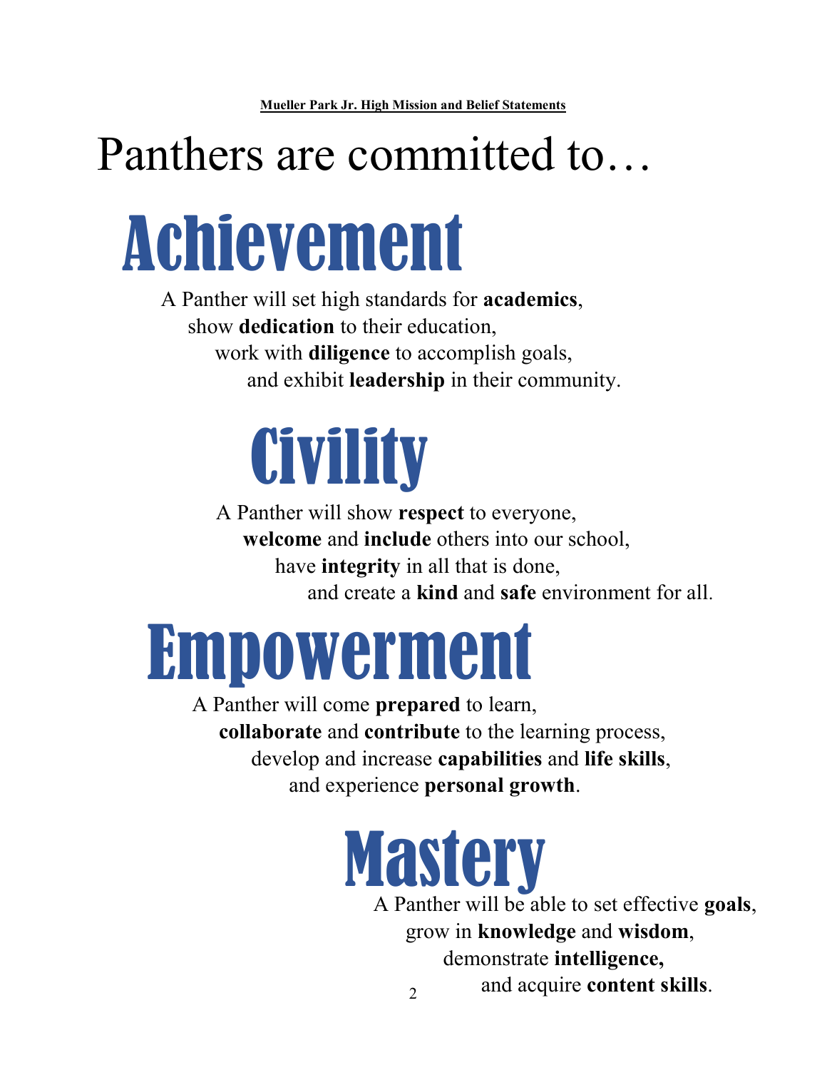**Mueller Park Jr. High Mission and Belief Statements**

# Panthers are committed to…

## Achievement

A Panther will set high standards for **academics**,
show **dedication** to their education,
work with **diligence** to accomplish goals,
and exhibit **leadership** in their community.

## Civility

A Panther will show **respect** to everyone,
**welcome** and **include** others into our school,
have **integrity** in all that is done,
and create a **kind** and **safe** environment for all.

## Empowerment

A Panther will come **prepared** to learn,
**collaborate** and **contribute** to the learning process,
develop and increase **capabilities** and **life skills**,
and experience **personal growth**.

## Mastery

A Panther will be able to set effective **goals**,
grow in **knowledge** and **wisdom**,
demonstrate **intelligence,**
and acquire **content skills**.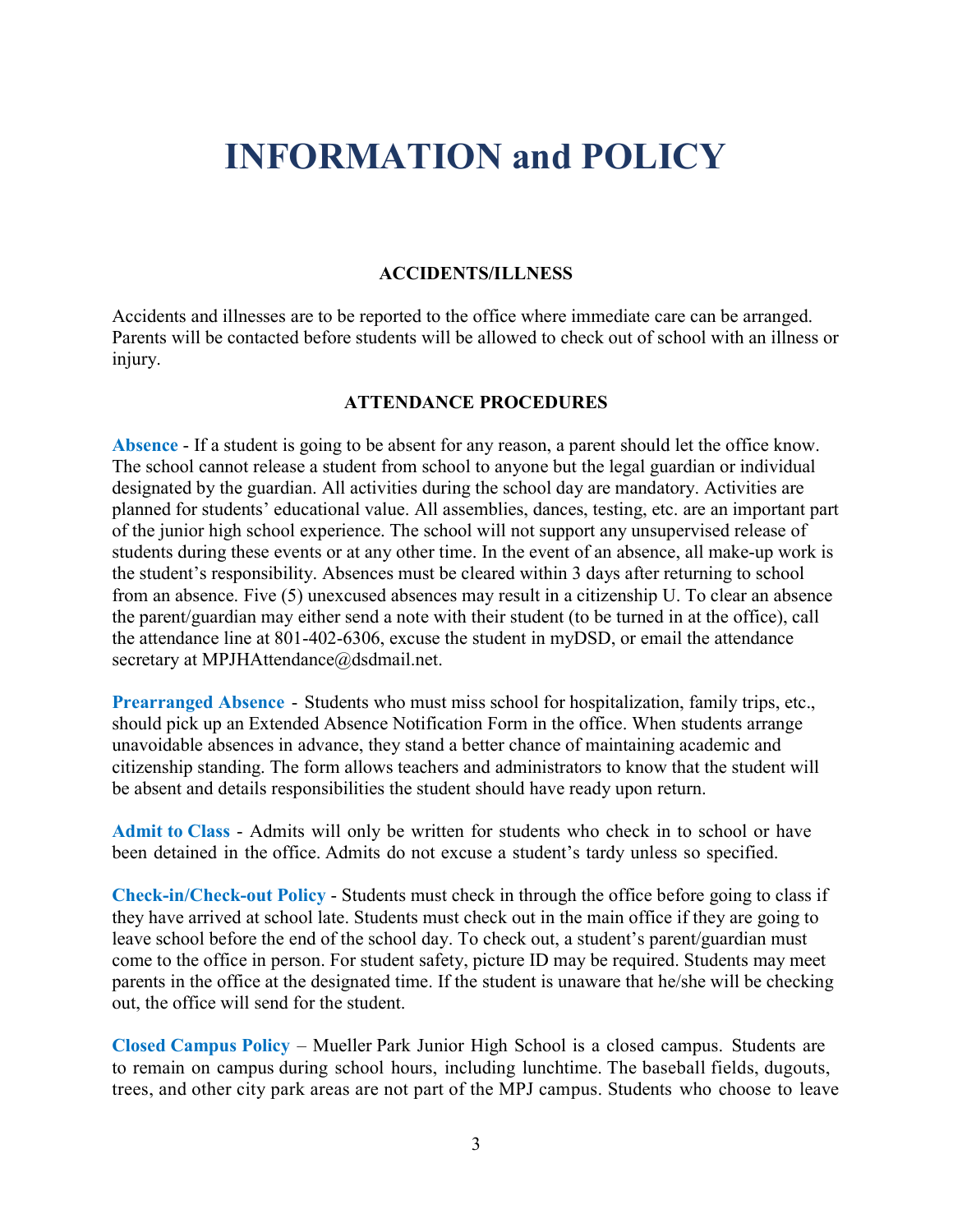# INFORMATION and POLICY

### ACCIDENTS/ILLNESS

Accidents and illnesses are to be reported to the office where immediate care can be arranged. Parents will be contacted before students will be allowed to check out of school with an illness or injury.

### ATTENDANCE PROCEDURES

**Absence** - If a student is going to be absent for any reason, a parent should let the office know. The school cannot release a student from school to anyone but the legal guardian or individual designated by the guardian. All activities during the school day are mandatory. Activities are planned for students' educational value. All assemblies, dances, testing, etc. are an important part of the junior high school experience. The school will not support any unsupervised release of students during these events or at any other time. In the event of an absence, all make-up work is the student's responsibility. Absences must be cleared within 3 days after returning to school from an absence. Five (5) unexcused absences may result in a citizenship U. To clear an absence the parent/guardian may either send a note with their student (to be turned in at the office), call the attendance line at 801-402-6306, excuse the student in myDSD, or email the attendance secretary at MPJHAttendance@dsdmail.net.

**Prearranged Absence** - Students who must miss school for hospitalization, family trips, etc., should pick up an Extended Absence Notification Form in the office. When students arrange unavoidable absences in advance, they stand a better chance of maintaining academic and citizenship standing. The form allows teachers and administrators to know that the student will be absent and details responsibilities the student should have ready upon return.

**Admit to Class** - Admits will only be written for students who check in to school or have been detained in the office. Admits do not excuse a student's tardy unless so specified.

**Check-in/Check-out Policy** - Students must check in through the office before going to class if they have arrived at school late. Students must check out in the main office if they are going to leave school before the end of the school day. To check out, a student's parent/guardian must come to the office in person. For student safety, picture ID may be required. Students may meet parents in the office at the designated time. If the student is unaware that he/she will be checking out, the office will send for the student.

**Closed Campus Policy** – Mueller Park Junior High School is a closed campus. Students are to remain on campus during school hours, including lunchtime. The baseball fields, dugouts, trees, and other city park areas are not part of the MPJ campus. Students who choose to leave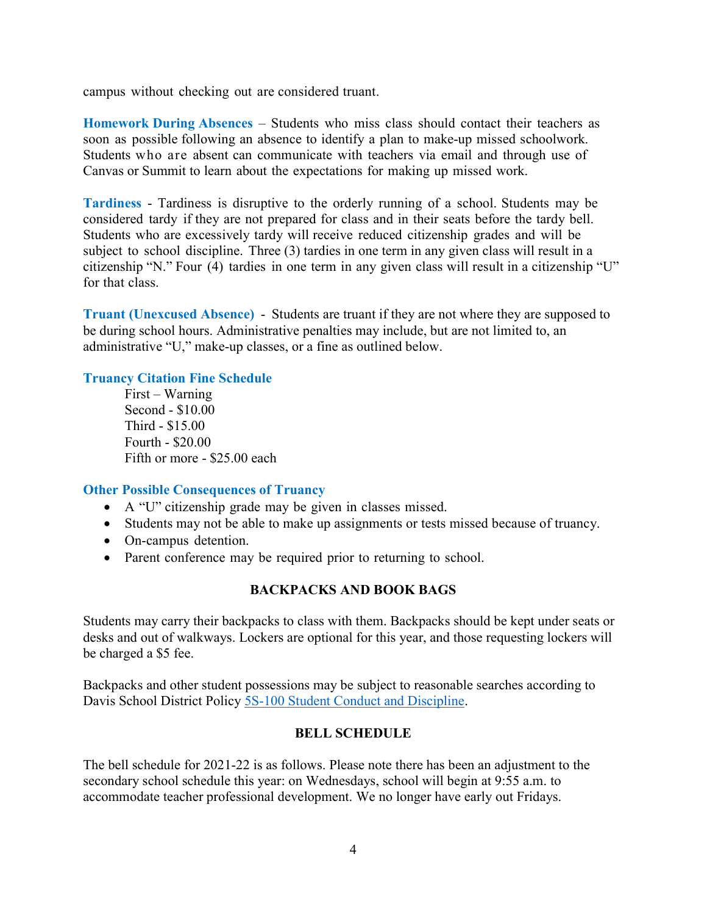campus without checking out are considered truant.

**Homework During Absences** – Students who miss class should contact their teachers as soon as possible following an absence to identify a plan to make-up missed schoolwork. Students who are absent can communicate with teachers via email and through use of Canvas or Summit to learn about the expectations for making up missed work.

**Tardiness** - Tardiness is disruptive to the orderly running of a school. Students may be considered tardy if they are not prepared for class and in their seats before the tardy bell. Students who are excessively tardy will receive reduced citizenship grades and will be subject to school discipline. Three (3) tardies in one term in any given class will result in a citizenship "N." Four (4) tardies in one term in any given class will result in a citizenship "U" for that class.

**Truant (Unexcused Absence)** - Students are truant if they are not where they are supposed to be during school hours. Administrative penalties may include, but are not limited to, an administrative "U," make-up classes, or a fine as outlined below.

**Truancy Citation Fine Schedule**

First – Warning
Second - $10.00
Third - $15.00
Fourth - $20.00
Fifth or more - $25.00 each

**Other Possible Consequences of Truancy**

- A "U" citizenship grade may be given in classes missed.
- Students may not be able to make up assignments or tests missed because of truancy.
- On-campus detention.
- Parent conference may be required prior to returning to school.

## BACKPACKS AND BOOK BAGS

Students may carry their backpacks to class with them. Backpacks should be kept under seats or desks and out of walkways. Lockers are optional for this year, and those requesting lockers will be charged a $5 fee.

Backpacks and other student possessions may be subject to reasonable searches according to Davis School District Policy 5S-100 Student Conduct and Discipline.

## BELL SCHEDULE

The bell schedule for 2021-22 is as follows. Please note there has been an adjustment to the secondary school schedule this year: on Wednesdays, school will begin at 9:55 a.m. to accommodate teacher professional development. We no longer have early out Fridays.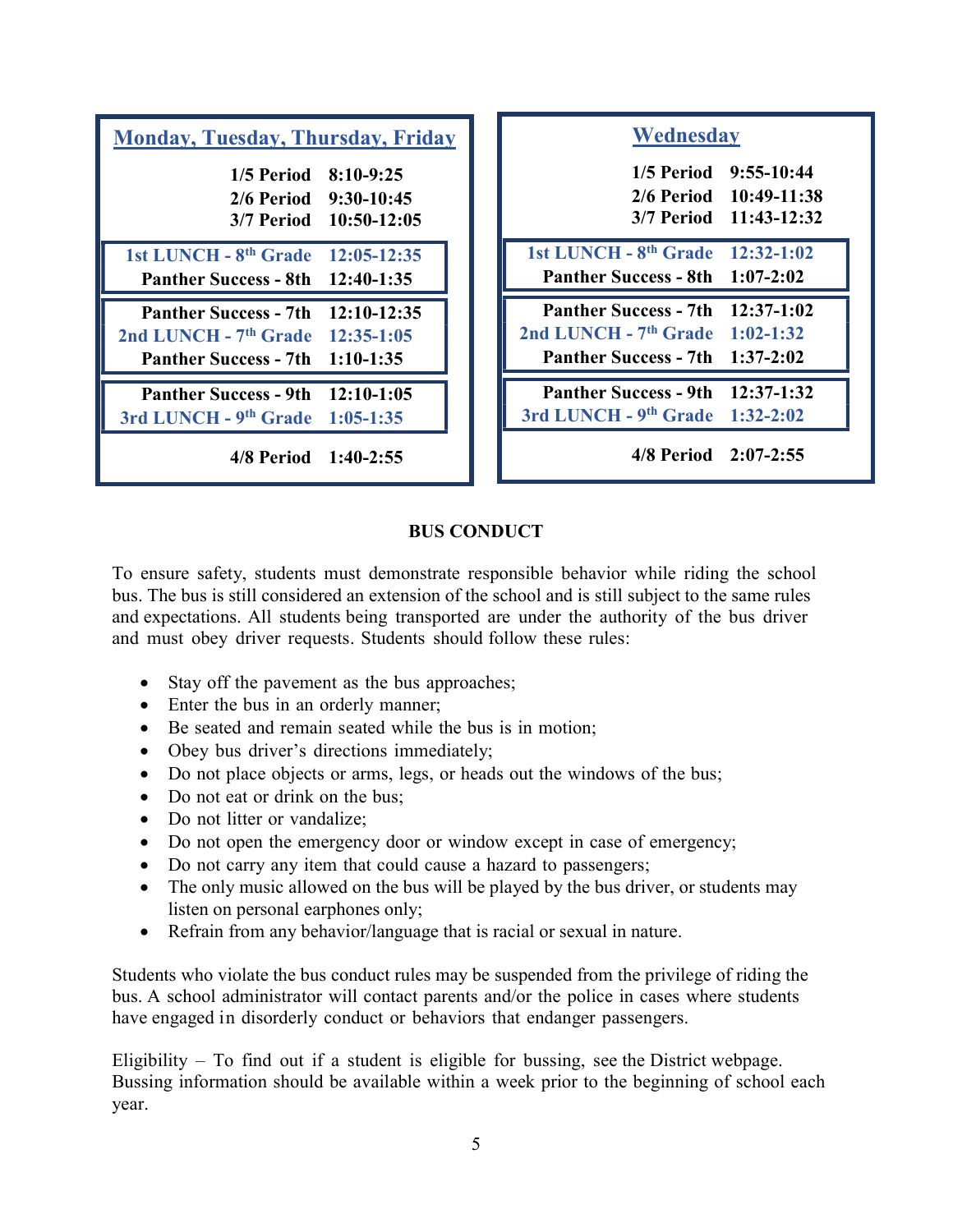**Monday, Tuesday, Thursday, Friday**

| | |
|---|---|
| 1/5 Period | 8:10-9:25 |
| 2/6 Period | 9:30-10:45 |
| 3/7 Period | 10:50-12:05 |
| 1st LUNCH - 8th Grade | 12:05-12:35 |
| Panther Success - 8th | 12:40-1:35 |
| Panther Success - 7th | 12:10-12:35 |
| 2nd LUNCH - 7th Grade | 12:35-1:05 |
| Panther Success - 7th | 1:10-1:35 |
| Panther Success - 9th | 12:10-1:05 |
| 3rd LUNCH - 9th Grade | 1:05-1:35 |
| 4/8 Period | 1:40-2:55 |

**Wednesday**

| | |
|---|---|
| 1/5 Period | 9:55-10:44 |
| 2/6 Period | 10:49-11:38 |
| 3/7 Period | 11:43-12:32 |
| 1st LUNCH - 8th Grade | 12:32-1:02 |
| Panther Success - 8th | 1:07-2:02 |
| Panther Success - 7th | 12:37-1:02 |
| 2nd LUNCH - 7th Grade | 1:02-1:32 |
| Panther Success - 7th | 1:37-2:02 |
| Panther Success - 9th | 12:37-1:32 |
| 3rd LUNCH - 9th Grade | 1:32-2:02 |
| 4/8 Period | 2:07-2:55 |

## BUS CONDUCT

To ensure safety, students must demonstrate responsible behavior while riding the school bus. The bus is still considered an extension of the school and is still subject to the same rules and expectations. All students being transported are under the authority of the bus driver and must obey driver requests. Students should follow these rules:

- Stay off the pavement as the bus approaches;
- Enter the bus in an orderly manner;
- Be seated and remain seated while the bus is in motion;
- Obey bus driver's directions immediately;
- Do not place objects or arms, legs, or heads out the windows of the bus;
- Do not eat or drink on the bus;
- Do not litter or vandalize;
- Do not open the emergency door or window except in case of emergency;
- Do not carry any item that could cause a hazard to passengers;
- The only music allowed on the bus will be played by the bus driver, or students may listen on personal earphones only;
- Refrain from any behavior/language that is racial or sexual in nature.

Students who violate the bus conduct rules may be suspended from the privilege of riding the bus. A school administrator will contact parents and/or the police in cases where students have engaged in disorderly conduct or behaviors that endanger passengers.

Eligibility – To find out if a student is eligible for bussing, see the District webpage. Bussing information should be available within a week prior to the beginning of school each year.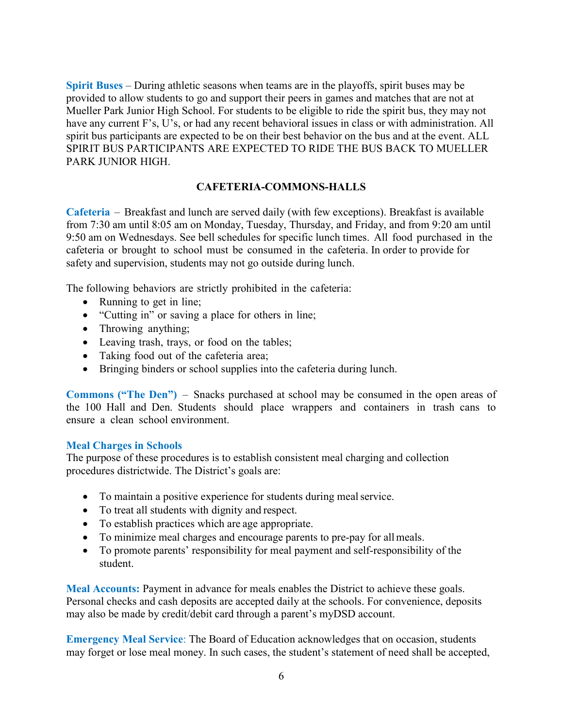**Spirit Buses** – During athletic seasons when teams are in the playoffs, spirit buses may be provided to allow students to go and support their peers in games and matches that are not at Mueller Park Junior High School. For students to be eligible to ride the spirit bus, they may not have any current F's, U's, or had any recent behavioral issues in class or with administration. All spirit bus participants are expected to be on their best behavior on the bus and at the event. ALL SPIRIT BUS PARTICIPANTS ARE EXPECTED TO RIDE THE BUS BACK TO MUELLER PARK JUNIOR HIGH.

## CAFETERIA-COMMONS-HALLS

**Cafeteria** – Breakfast and lunch are served daily (with few exceptions). Breakfast is available from 7:30 am until 8:05 am on Monday, Tuesday, Thursday, and Friday, and from 9:20 am until 9:50 am on Wednesdays. See bell schedules for specific lunch times. All food purchased in the cafeteria or brought to school must be consumed in the cafeteria. In order to provide for safety and supervision, students may not go outside during lunch.

The following behaviors are strictly prohibited in the cafeteria:

- Running to get in line;
- "Cutting in" or saving a place for others in line;
- Throwing anything;
- Leaving trash, trays, or food on the tables;
- Taking food out of the cafeteria area;
- Bringing binders or school supplies into the cafeteria during lunch.

**Commons ("The Den")** – Snacks purchased at school may be consumed in the open areas of the 100 Hall and Den. Students should place wrappers and containers in trash cans to ensure a clean school environment.

**Meal Charges in Schools**

The purpose of these procedures is to establish consistent meal charging and collection procedures districtwide. The District's goals are:

- To maintain a positive experience for students during meal service.
- To treat all students with dignity and respect.
- To establish practices which are age appropriate.
- To minimize meal charges and encourage parents to pre-pay for all meals.
- To promote parents' responsibility for meal payment and self-responsibility of the student.

**Meal Accounts:** Payment in advance for meals enables the District to achieve these goals. Personal checks and cash deposits are accepted daily at the schools. For convenience, deposits may also be made by credit/debit card through a parent's myDSD account.

**Emergency Meal Service**: The Board of Education acknowledges that on occasion, students may forget or lose meal money. In such cases, the student's statement of need shall be accepted,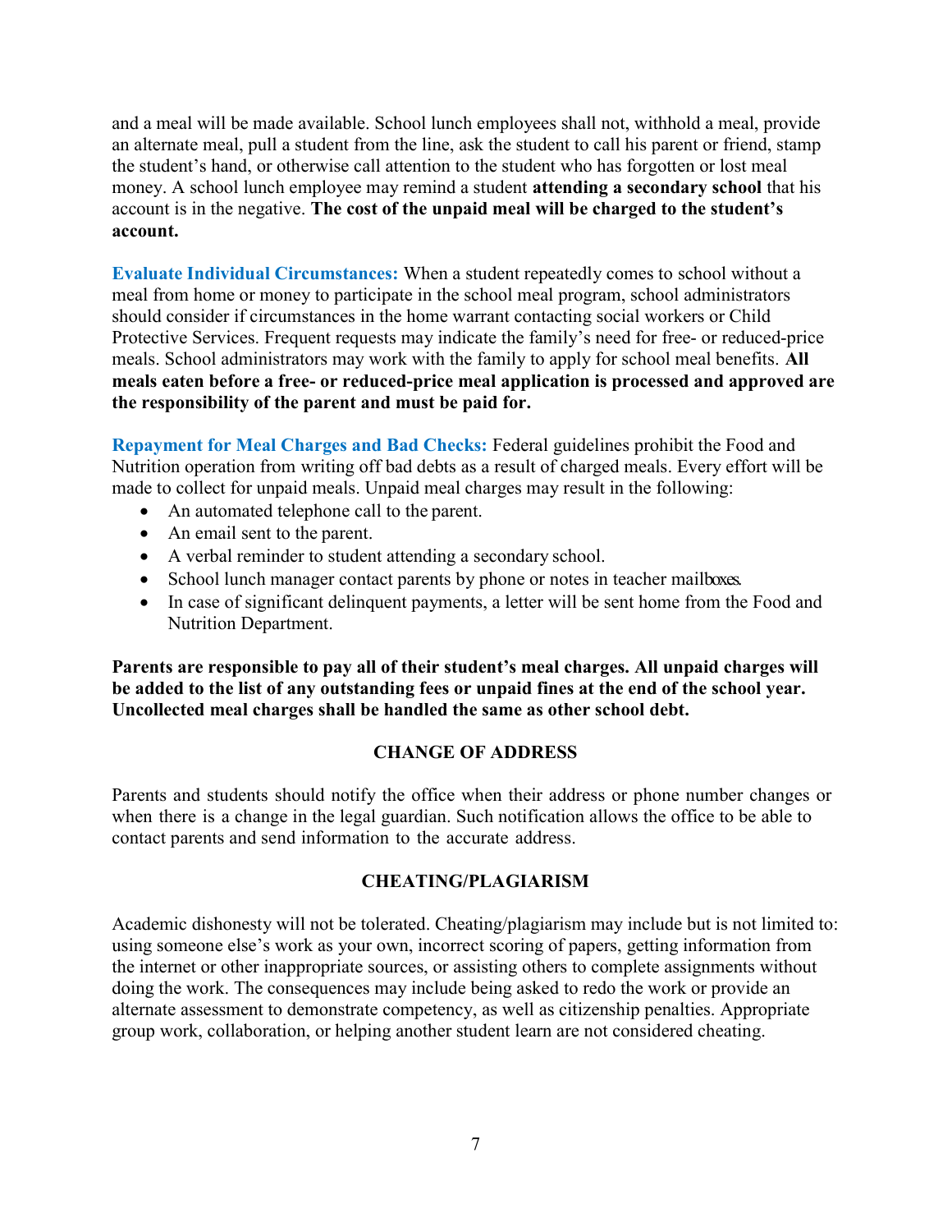and a meal will be made available. School lunch employees shall not, withhold a meal, provide an alternate meal, pull a student from the line, ask the student to call his parent or friend, stamp the student's hand, or otherwise call attention to the student who has forgotten or lost meal money. A school lunch employee may remind a student **attending a secondary school** that his account is in the negative. **The cost of the unpaid meal will be charged to the student's account.**

**Evaluate Individual Circumstances:** When a student repeatedly comes to school without a meal from home or money to participate in the school meal program, school administrators should consider if circumstances in the home warrant contacting social workers or Child Protective Services. Frequent requests may indicate the family's need for free- or reduced-price meals. School administrators may work with the family to apply for school meal benefits. **All meals eaten before a free- or reduced-price meal application is processed and approved are the responsibility of the parent and must be paid for.**

**Repayment for Meal Charges and Bad Checks:** Federal guidelines prohibit the Food and Nutrition operation from writing off bad debts as a result of charged meals. Every effort will be made to collect for unpaid meals. Unpaid meal charges may result in the following:

- An automated telephone call to the parent.
- An email sent to the parent.
- A verbal reminder to student attending a secondary school.
- School lunch manager contact parents by phone or notes in teacher mailboxes.
- In case of significant delinquent payments, a letter will be sent home from the Food and Nutrition Department.

**Parents are responsible to pay all of their student's meal charges. All unpaid charges will be added to the list of any outstanding fees or unpaid fines at the end of the school year. Uncollected meal charges shall be handled the same as other school debt.**

## CHANGE OF ADDRESS

Parents and students should notify the office when their address or phone number changes or when there is a change in the legal guardian. Such notification allows the office to be able to contact parents and send information to the accurate address.

## CHEATING/PLAGIARISM

Academic dishonesty will not be tolerated. Cheating/plagiarism may include but is not limited to: using someone else's work as your own, incorrect scoring of papers, getting information from the internet or other inappropriate sources, or assisting others to complete assignments without doing the work. The consequences may include being asked to redo the work or provide an alternate assessment to demonstrate competency, as well as citizenship penalties. Appropriate group work, collaboration, or helping another student learn are not considered cheating.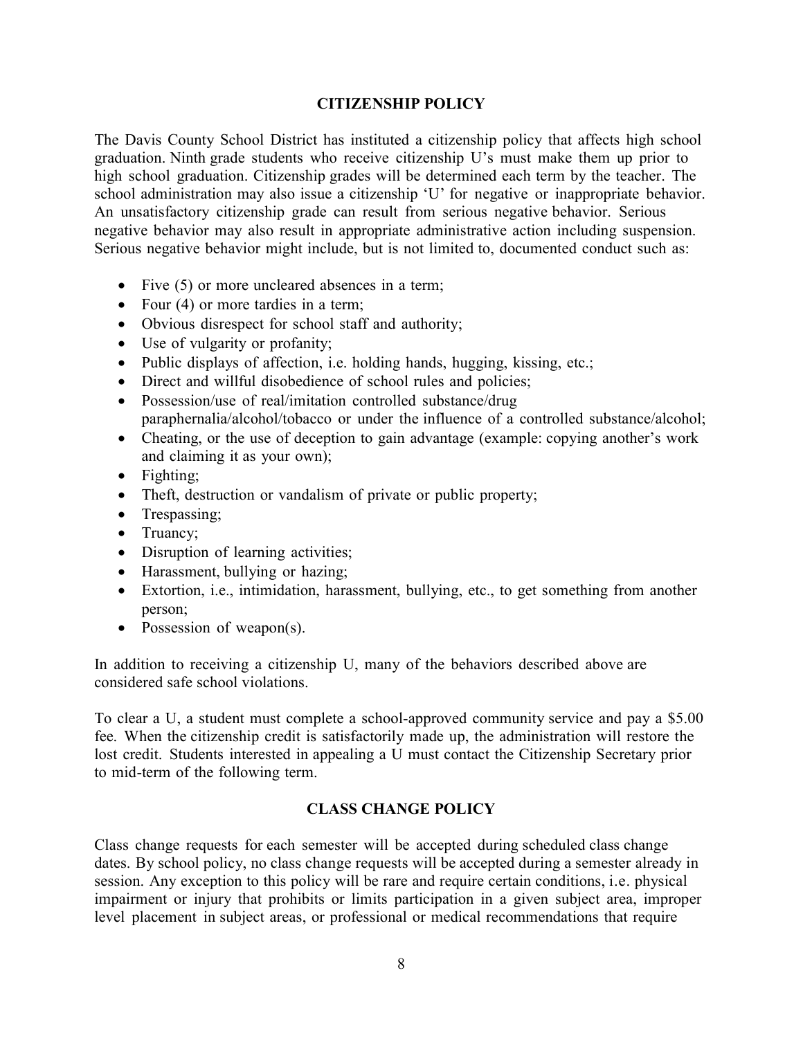## CITIZENSHIP POLICY

The Davis County School District has instituted a citizenship policy that affects high school graduation. Ninth grade students who receive citizenship U's must make them up prior to high school graduation. Citizenship grades will be determined each term by the teacher. The school administration may also issue a citizenship 'U' for negative or inappropriate behavior. An unsatisfactory citizenship grade can result from serious negative behavior. Serious negative behavior may also result in appropriate administrative action including suspension. Serious negative behavior might include, but is not limited to, documented conduct such as:

- Five (5) or more uncleared absences in a term;
- Four (4) or more tardies in a term;
- Obvious disrespect for school staff and authority;
- Use of vulgarity or profanity;
- Public displays of affection, i.e. holding hands, hugging, kissing, etc.;
- Direct and willful disobedience of school rules and policies;
- Possession/use of real/imitation controlled substance/drug paraphernalia/alcohol/tobacco or under the influence of a controlled substance/alcohol;
- Cheating, or the use of deception to gain advantage (example: copying another's work and claiming it as your own);
- Fighting;
- Theft, destruction or vandalism of private or public property;
- Trespassing;
- Truancy;
- Disruption of learning activities;
- Harassment, bullying or hazing;
- Extortion, i.e., intimidation, harassment, bullying, etc., to get something from another person;
- Possession of weapon(s).

In addition to receiving a citizenship U, many of the behaviors described above are considered safe school violations.

To clear a U, a student must complete a school-approved community service and pay a $5.00 fee. When the citizenship credit is satisfactorily made up, the administration will restore the lost credit. Students interested in appealing a U must contact the Citizenship Secretary prior to mid-term of the following term.

## CLASS CHANGE POLICY

Class change requests for each semester will be accepted during scheduled class change dates. By school policy, no class change requests will be accepted during a semester already in session. Any exception to this policy will be rare and require certain conditions, i.e. physical impairment or injury that prohibits or limits participation in a given subject area, improper level placement in subject areas, or professional or medical recommendations that require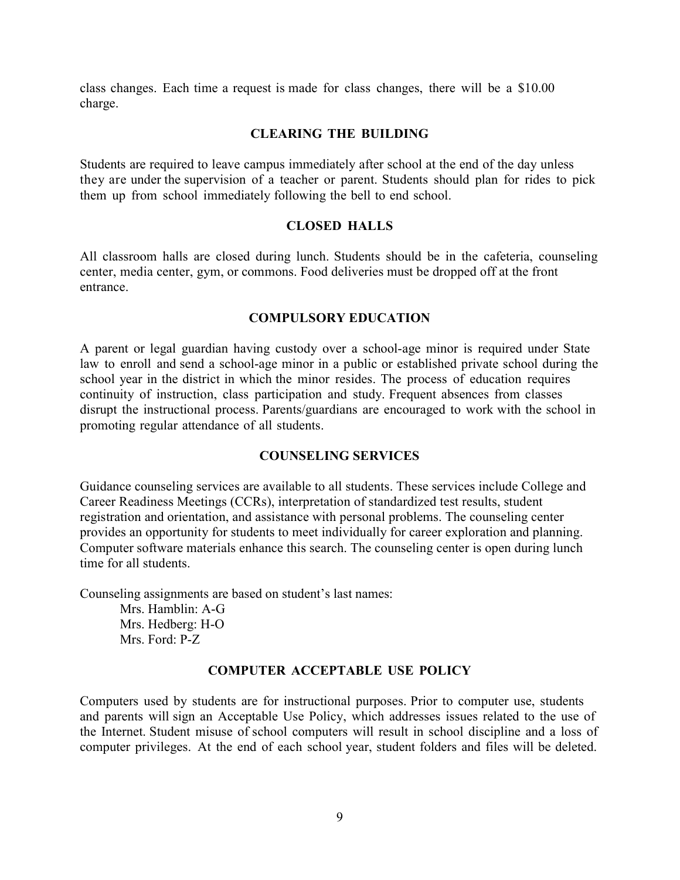class changes. Each time a request is made for class changes, there will be a $10.00 charge.

## CLEARING THE BUILDING

Students are required to leave campus immediately after school at the end of the day unless they are under the supervision of a teacher or parent. Students should plan for rides to pick them up from school immediately following the bell to end school.

## CLOSED HALLS

All classroom halls are closed during lunch. Students should be in the cafeteria, counseling center, media center, gym, or commons. Food deliveries must be dropped off at the front entrance.

## COMPULSORY EDUCATION

A parent or legal guardian having custody over a school-age minor is required under State law to enroll and send a school-age minor in a public or established private school during the school year in the district in which the minor resides. The process of education requires continuity of instruction, class participation and study. Frequent absences from classes disrupt the instructional process. Parents/guardians are encouraged to work with the school in promoting regular attendance of all students.

## COUNSELING SERVICES

Guidance counseling services are available to all students. These services include College and Career Readiness Meetings (CCRs), interpretation of standardized test results, student registration and orientation, and assistance with personal problems. The counseling center provides an opportunity for students to meet individually for career exploration and planning. Computer software materials enhance this search. The counseling center is open during lunch time for all students.

Counseling assignments are based on student's last names:

- Mrs. Hamblin: A-G
- Mrs. Hedberg: H-O
- Mrs. Ford: P-Z

## COMPUTER ACCEPTABLE USE POLICY

Computers used by students are for instructional purposes. Prior to computer use, students and parents will sign an Acceptable Use Policy, which addresses issues related to the use of the Internet. Student misuse of school computers will result in school discipline and a loss of computer privileges. At the end of each school year, student folders and files will be deleted.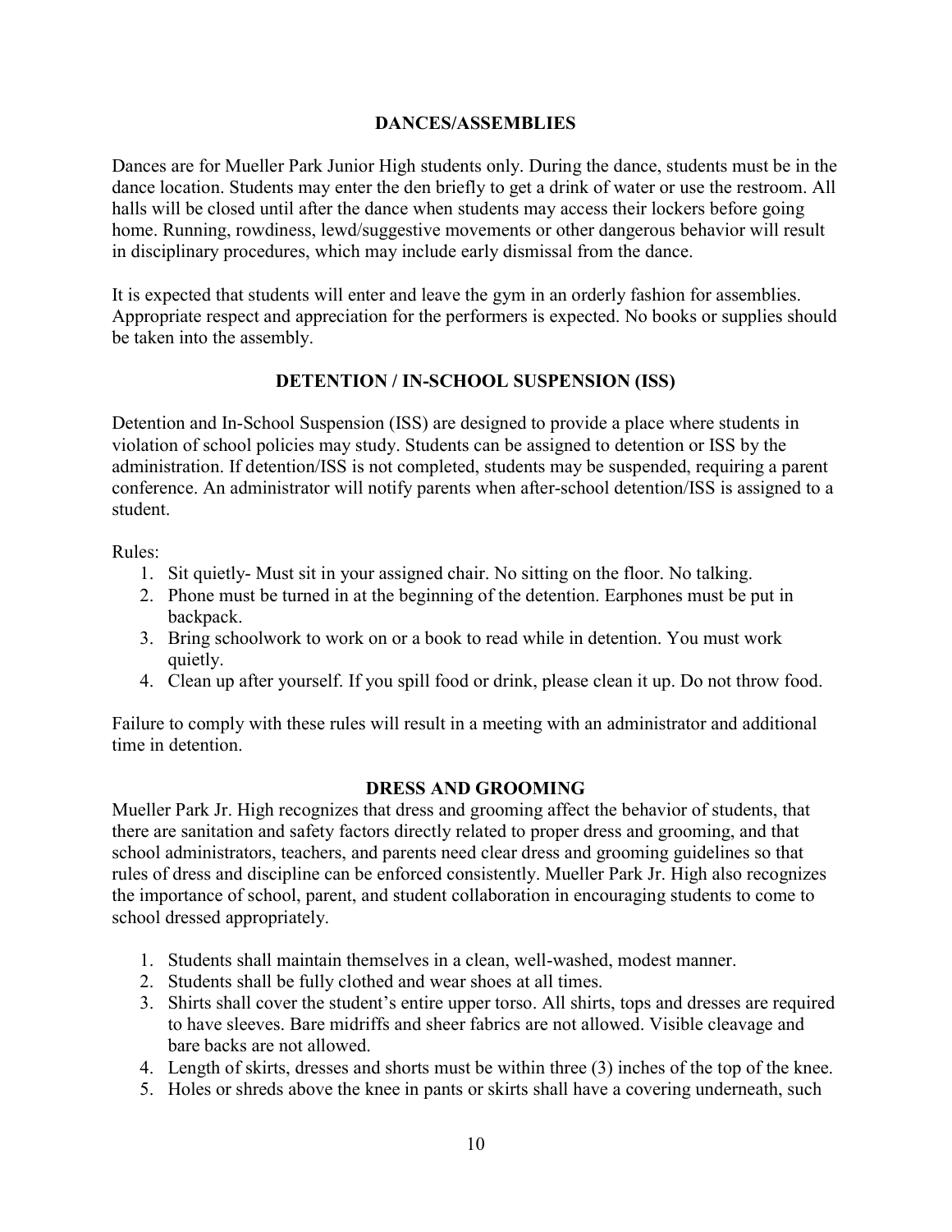## DANCES/ASSEMBLIES

Dances are for Mueller Park Junior High students only. During the dance, students must be in the dance location. Students may enter the den briefly to get a drink of water or use the restroom. All halls will be closed until after the dance when students may access their lockers before going home. Running, rowdiness, lewd/suggestive movements or other dangerous behavior will result in disciplinary procedures, which may include early dismissal from the dance.

It is expected that students will enter and leave the gym in an orderly fashion for assemblies. Appropriate respect and appreciation for the performers is expected. No books or supplies should be taken into the assembly.

## DETENTION / IN-SCHOOL SUSPENSION (ISS)

Detention and In-School Suspension (ISS) are designed to provide a place where students in violation of school policies may study. Students can be assigned to detention or ISS by the administration. If detention/ISS is not completed, students may be suspended, requiring a parent conference. An administrator will notify parents when after-school detention/ISS is assigned to a student.

Rules:

1. Sit quietly- Must sit in your assigned chair. No sitting on the floor. No talking.
2. Phone must be turned in at the beginning of the detention. Earphones must be put in backpack.
3. Bring schoolwork to work on or a book to read while in detention. You must work quietly.
4. Clean up after yourself. If you spill food or drink, please clean it up. Do not throw food.

Failure to comply with these rules will result in a meeting with an administrator and additional time in detention.

## DRESS AND GROOMING

Mueller Park Jr. High recognizes that dress and grooming affect the behavior of students, that there are sanitation and safety factors directly related to proper dress and grooming, and that school administrators, teachers, and parents need clear dress and grooming guidelines so that rules of dress and discipline can be enforced consistently. Mueller Park Jr. High also recognizes the importance of school, parent, and student collaboration in encouraging students to come to school dressed appropriately.

1. Students shall maintain themselves in a clean, well-washed, modest manner.
2. Students shall be fully clothed and wear shoes at all times.
3. Shirts shall cover the student's entire upper torso. All shirts, tops and dresses are required to have sleeves. Bare midriffs and sheer fabrics are not allowed. Visible cleavage and bare backs are not allowed.
4. Length of skirts, dresses and shorts must be within three (3) inches of the top of the knee.
5. Holes or shreds above the knee in pants or skirts shall have a covering underneath, such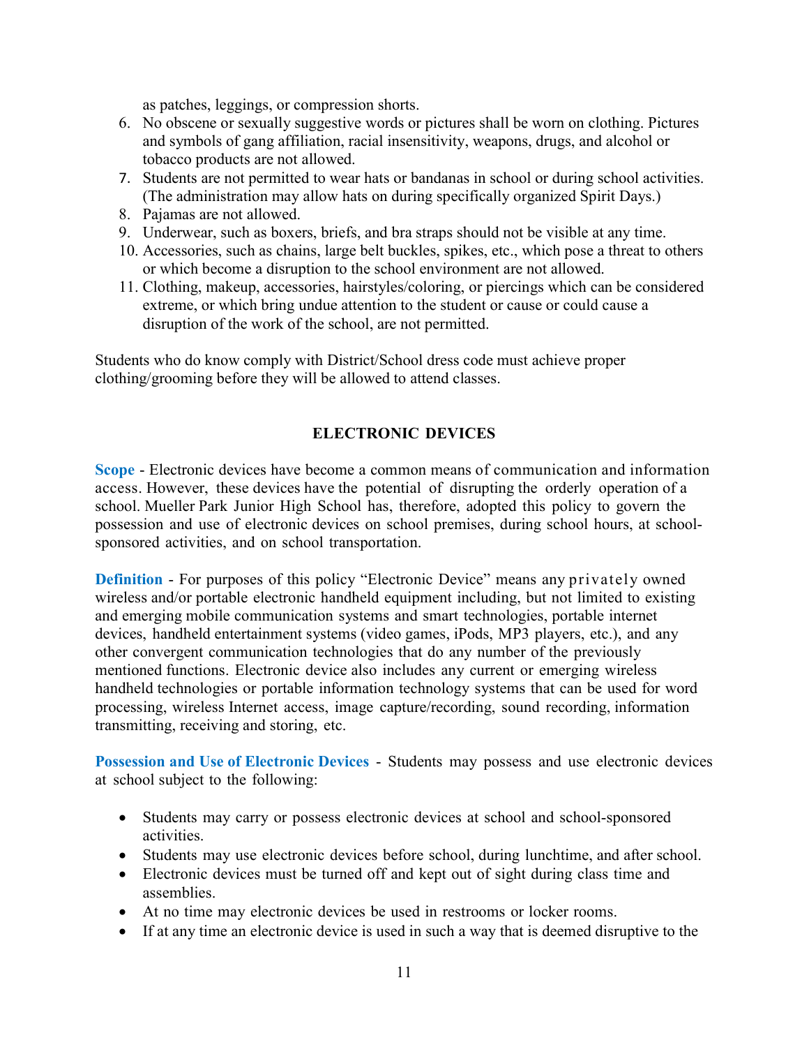as patches, leggings, or compression shorts.

6. No obscene or sexually suggestive words or pictures shall be worn on clothing. Pictures and symbols of gang affiliation, racial insensitivity, weapons, drugs, and alcohol or tobacco products are not allowed.
7. Students are not permitted to wear hats or bandanas in school or during school activities. (The administration may allow hats on during specifically organized Spirit Days.)
8. Pajamas are not allowed.
9. Underwear, such as boxers, briefs, and bra straps should not be visible at any time.
10. Accessories, such as chains, large belt buckles, spikes, etc., which pose a threat to others or which become a disruption to the school environment are not allowed.
11. Clothing, makeup, accessories, hairstyles/coloring, or piercings which can be considered extreme, or which bring undue attention to the student or cause or could cause a disruption of the work of the school, are not permitted.

Students who do know comply with District/School dress code must achieve proper clothing/grooming before they will be allowed to attend classes.

## ELECTRONIC DEVICES

**Scope** - Electronic devices have become a common means of communication and information access. However, these devices have the potential of disrupting the orderly operation of a school. Mueller Park Junior High School has, therefore, adopted this policy to govern the possession and use of electronic devices on school premises, during school hours, at school-sponsored activities, and on school transportation.

**Definition** - For purposes of this policy "Electronic Device" means any privately owned wireless and/or portable electronic handheld equipment including, but not limited to existing and emerging mobile communication systems and smart technologies, portable internet devices, handheld entertainment systems (video games, iPods, MP3 players, etc.), and any other convergent communication technologies that do any number of the previously mentioned functions. Electronic device also includes any current or emerging wireless handheld technologies or portable information technology systems that can be used for word processing, wireless Internet access, image capture/recording, sound recording, information transmitting, receiving and storing, etc.

**Possession and Use of Electronic Devices** - Students may possess and use electronic devices at school subject to the following:

- Students may carry or possess electronic devices at school and school-sponsored activities.
- Students may use electronic devices before school, during lunchtime, and after school.
- Electronic devices must be turned off and kept out of sight during class time and assemblies.
- At no time may electronic devices be used in restrooms or locker rooms.
- If at any time an electronic device is used in such a way that is deemed disruptive to the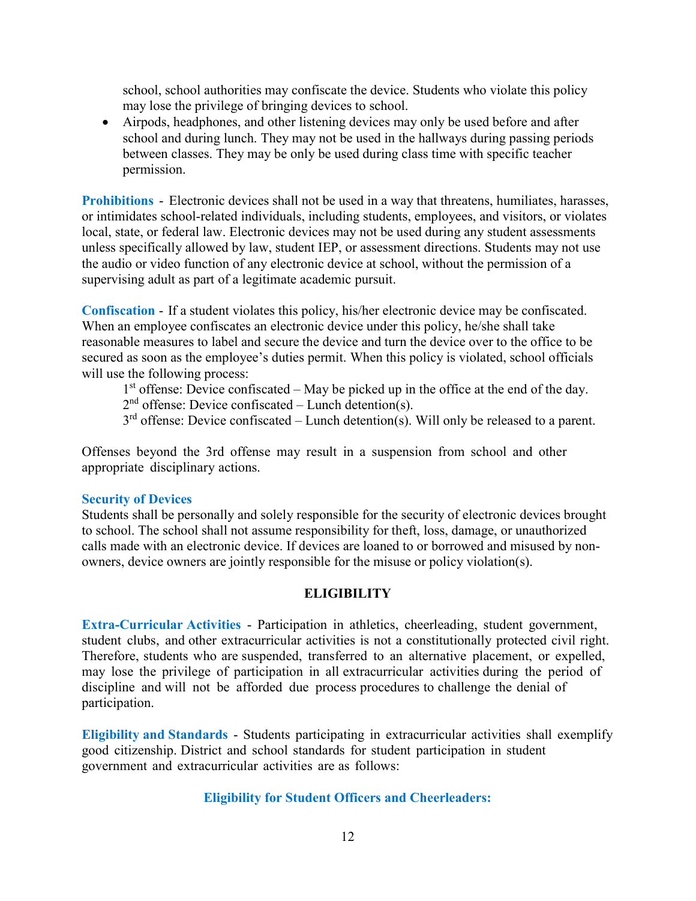school, school authorities may confiscate the device. Students who violate this policy may lose the privilege of bringing devices to school.

- Airpods, headphones, and other listening devices may only be used before and after school and during lunch. They may not be used in the hallways during passing periods between classes. They may be only be used during class time with specific teacher permission.

**Prohibitions** - Electronic devices shall not be used in a way that threatens, humiliates, harasses, or intimidates school-related individuals, including students, employees, and visitors, or violates local, state, or federal law. Electronic devices may not be used during any student assessments unless specifically allowed by law, student IEP, or assessment directions. Students may not use the audio or video function of any electronic device at school, without the permission of a supervising adult as part of a legitimate academic pursuit.

**Confiscation** - If a student violates this policy, his/her electronic device may be confiscated. When an employee confiscates an electronic device under this policy, he/she shall take reasonable measures to label and secure the device and turn the device over to the office to be secured as soon as the employee's duties permit. When this policy is violated, school officials will use the following process:

1st offense: Device confiscated – May be picked up in the office at the end of the day.
2nd offense: Device confiscated – Lunch detention(s).
3rd offense: Device confiscated – Lunch detention(s). Will only be released to a parent.

Offenses beyond the 3rd offense may result in a suspension from school and other appropriate disciplinary actions.

**Security of Devices**

Students shall be personally and solely responsible for the security of electronic devices brought to school. The school shall not assume responsibility for theft, loss, damage, or unauthorized calls made with an electronic device. If devices are loaned to or borrowed and misused by non-owners, device owners are jointly responsible for the misuse or policy violation(s).

## ELIGIBILITY

**Extra-Curricular Activities** - Participation in athletics, cheerleading, student government, student clubs, and other extracurricular activities is not a constitutionally protected civil right. Therefore, students who are suspended, transferred to an alternative placement, or expelled, may lose the privilege of participation in all extracurricular activities during the period of discipline and will not be afforded due process procedures to challenge the denial of participation.

**Eligibility and Standards** - Students participating in extracurricular activities shall exemplify good citizenship. District and school standards for student participation in student government and extracurricular activities are as follows:

### Eligibility for Student Officers and Cheerleaders: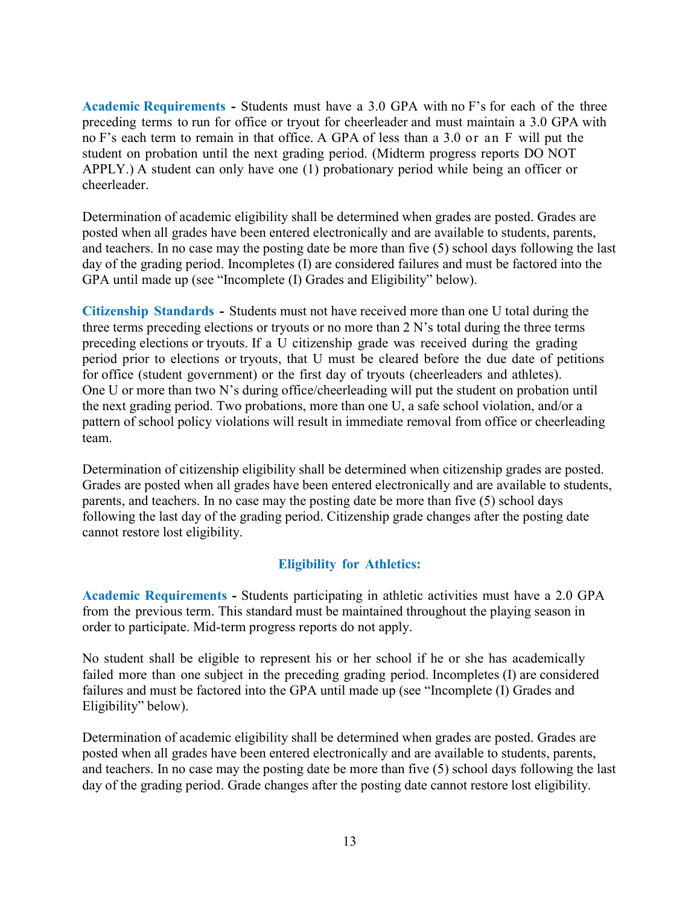**Academic Requirements -** Students must have a 3.0 GPA with no F's for each of the three preceding terms to run for office or tryout for cheerleader and must maintain a 3.0 GPA with no F's each term to remain in that office. A GPA of less than a 3.0 or an F will put the student on probation until the next grading period. (Midterm progress reports DO NOT APPLY.) A student can only have one (1) probationary period while being an officer or cheerleader.

Determination of academic eligibility shall be determined when grades are posted. Grades are posted when all grades have been entered electronically and are available to students, parents, and teachers. In no case may the posting date be more than five (5) school days following the last day of the grading period. Incompletes (I) are considered failures and must be factored into the GPA until made up (see "Incomplete (I) Grades and Eligibility" below).

**Citizenship Standards -** Students must not have received more than one U total during the three terms preceding elections or tryouts or no more than 2 N's total during the three terms preceding elections or tryouts. If a U citizenship grade was received during the grading period prior to elections or tryouts, that U must be cleared before the due date of petitions for office (student government) or the first day of tryouts (cheerleaders and athletes). One U or more than two N's during office/cheerleading will put the student on probation until the next grading period. Two probations, more than one U, a safe school violation, and/or a pattern of school policy violations will result in immediate removal from office or cheerleading team.

Determination of citizenship eligibility shall be determined when citizenship grades are posted. Grades are posted when all grades have been entered electronically and are available to students, parents, and teachers. In no case may the posting date be more than five (5) school days following the last day of the grading period. Citizenship grade changes after the posting date cannot restore lost eligibility.

## Eligibility for Athletics:

**Academic Requirements -** Students participating in athletic activities must have a 2.0 GPA from the previous term. This standard must be maintained throughout the playing season in order to participate. Mid-term progress reports do not apply.

No student shall be eligible to represent his or her school if he or she has academically failed more than one subject in the preceding grading period. Incompletes (I) are considered failures and must be factored into the GPA until made up (see "Incomplete (I) Grades and Eligibility" below).

Determination of academic eligibility shall be determined when grades are posted. Grades are posted when all grades have been entered electronically and are available to students, parents, and teachers. In no case may the posting date be more than five (5) school days following the last day of the grading period. Grade changes after the posting date cannot restore lost eligibility.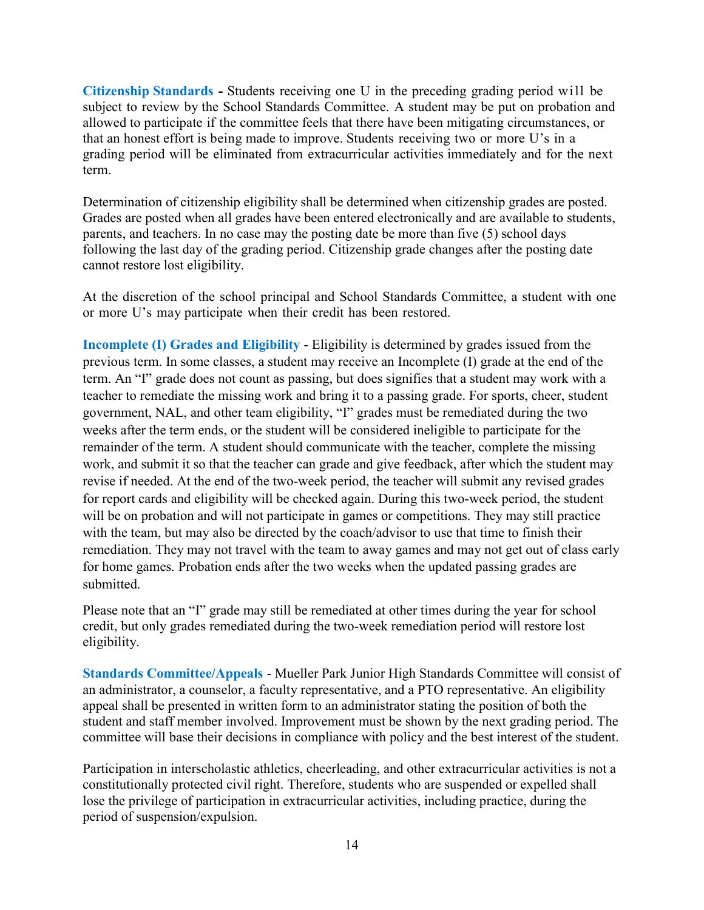**Citizenship Standards -** Students receiving one U in the preceding grading period will be subject to review by the School Standards Committee. A student may be put on probation and allowed to participate if the committee feels that there have been mitigating circumstances, or that an honest effort is being made to improve. Students receiving two or more U's in a grading period will be eliminated from extracurricular activities immediately and for the next term.

Determination of citizenship eligibility shall be determined when citizenship grades are posted. Grades are posted when all grades have been entered electronically and are available to students, parents, and teachers. In no case may the posting date be more than five (5) school days following the last day of the grading period. Citizenship grade changes after the posting date cannot restore lost eligibility.

At the discretion of the school principal and School Standards Committee, a student with one or more U's may participate when their credit has been restored.

**Incomplete (I) Grades and Eligibility** - Eligibility is determined by grades issued from the previous term. In some classes, a student may receive an Incomplete (I) grade at the end of the term. An "I" grade does not count as passing, but does signifies that a student may work with a teacher to remediate the missing work and bring it to a passing grade. For sports, cheer, student government, NAL, and other team eligibility, "I" grades must be remediated during the two weeks after the term ends, or the student will be considered ineligible to participate for the remainder of the term. A student should communicate with the teacher, complete the missing work, and submit it so that the teacher can grade and give feedback, after which the student may revise if needed. At the end of the two-week period, the teacher will submit any revised grades for report cards and eligibility will be checked again. During this two-week period, the student will be on probation and will not participate in games or competitions. They may still practice with the team, but may also be directed by the coach/advisor to use that time to finish their remediation. They may not travel with the team to away games and may not get out of class early for home games. Probation ends after the two weeks when the updated passing grades are submitted.

Please note that an "I" grade may still be remediated at other times during the year for school credit, but only grades remediated during the two-week remediation period will restore lost eligibility.

**Standards Committee/Appeals** - Mueller Park Junior High Standards Committee will consist of an administrator, a counselor, a faculty representative, and a PTO representative. An eligibility appeal shall be presented in written form to an administrator stating the position of both the student and staff member involved. Improvement must be shown by the next grading period. The committee will base their decisions in compliance with policy and the best interest of the student.

Participation in interscholastic athletics, cheerleading, and other extracurricular activities is not a constitutionally protected civil right. Therefore, students who are suspended or expelled shall lose the privilege of participation in extracurricular activities, including practice, during the period of suspension/expulsion.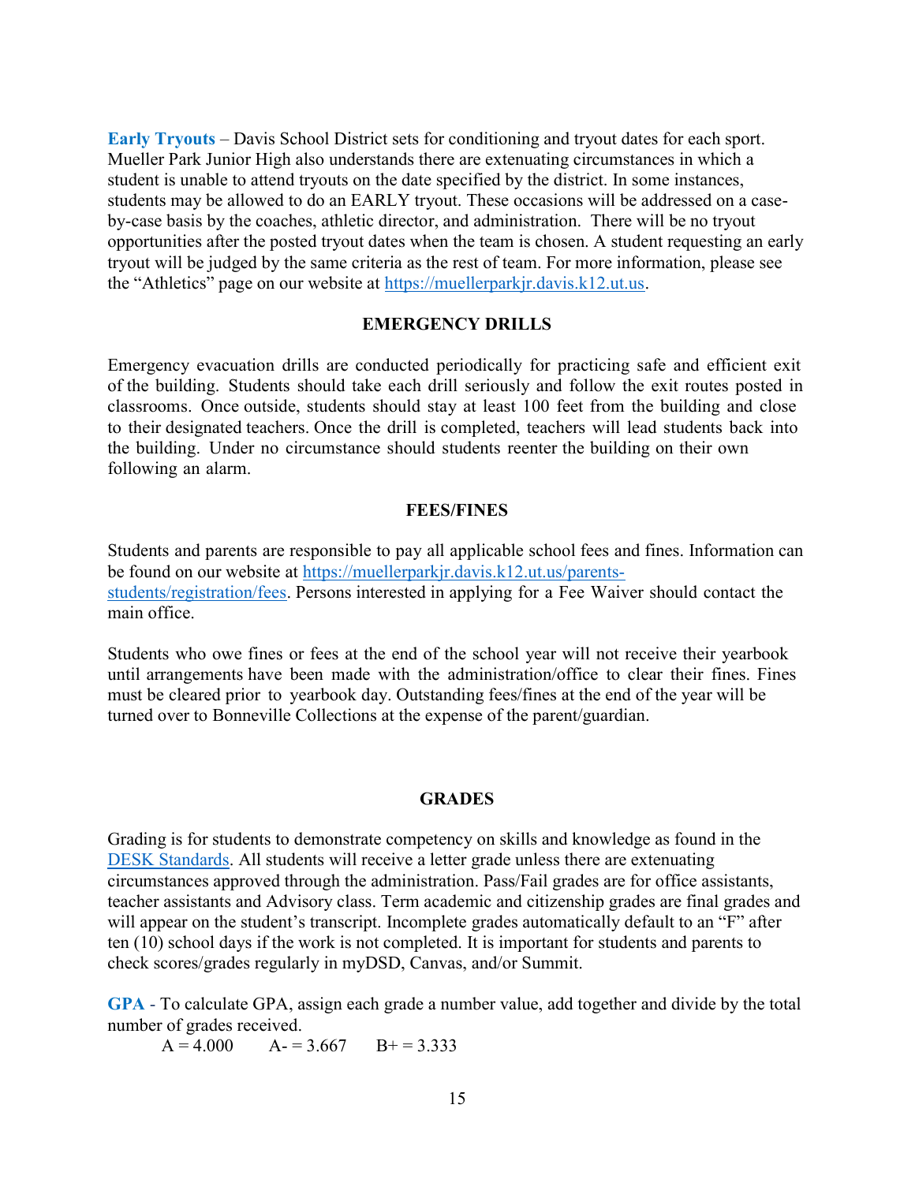**Early Tryouts** – Davis School District sets for conditioning and tryout dates for each sport. Mueller Park Junior High also understands there are extenuating circumstances in which a student is unable to attend tryouts on the date specified by the district. In some instances, students may be allowed to do an EARLY tryout. These occasions will be addressed on a case-by-case basis by the coaches, athletic director, and administration. There will be no tryout opportunities after the posted tryout dates when the team is chosen. A student requesting an early tryout will be judged by the same criteria as the rest of team. For more information, please see the "Athletics" page on our website at [https://muellerparkjr.davis.k12.ut.us](https://muellerparkjr.davis.k12.ut.us).

## EMERGENCY DRILLS

Emergency evacuation drills are conducted periodically for practicing safe and efficient exit of the building. Students should take each drill seriously and follow the exit routes posted in classrooms. Once outside, students should stay at least 100 feet from the building and close to their designated teachers. Once the drill is completed, teachers will lead students back into the building. Under no circumstance should students reenter the building on their own following an alarm.

## FEES/FINES

Students and parents are responsible to pay all applicable school fees and fines. Information can be found on our website at [https://muellerparkjr.davis.k12.ut.us/parents-students/registration/fees](https://muellerparkjr.davis.k12.ut.us/parents-students/registration/fees). Persons interested in applying for a Fee Waiver should contact the main office.

Students who owe fines or fees at the end of the school year will not receive their yearbook until arrangements have been made with the administration/office to clear their fines. Fines must be cleared prior to yearbook day. Outstanding fees/fines at the end of the year will be turned over to Bonneville Collections at the expense of the parent/guardian.

## GRADES

Grading is for students to demonstrate competency on skills and knowledge as found in the DESK Standards. All students will receive a letter grade unless there are extenuating circumstances approved through the administration. Pass/Fail grades are for office assistants, teacher assistants and Advisory class. Term academic and citizenship grades are final grades and will appear on the student's transcript. Incomplete grades automatically default to an "F" after ten (10) school days if the work is not completed. It is important for students and parents to check scores/grades regularly in myDSD, Canvas, and/or Summit.

**GPA** - To calculate GPA, assign each grade a number value, add together and divide by the total number of grades received.

A = 4.000 A- = 3.667 B+ = 3.333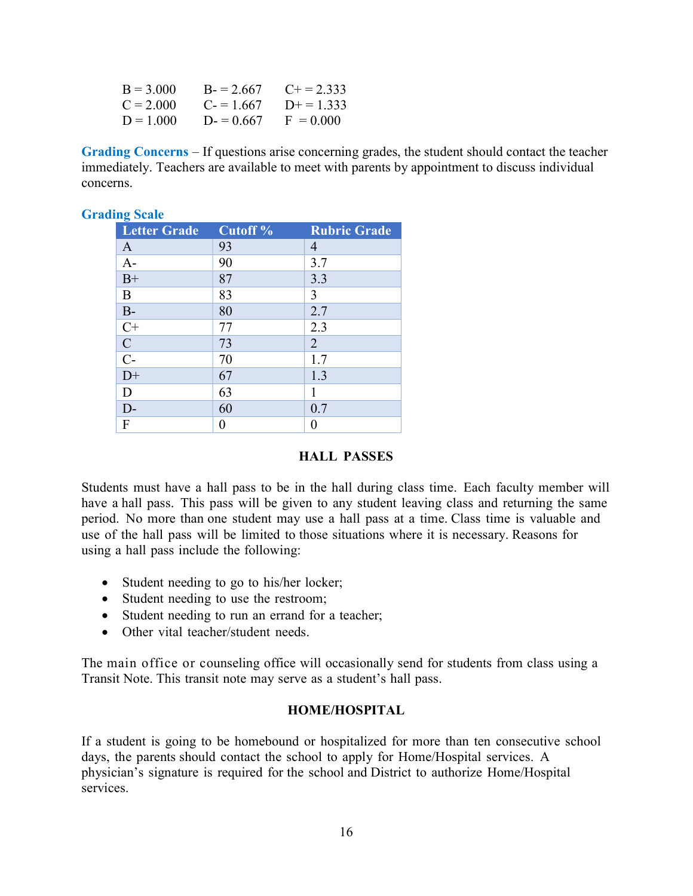| | | |
|---|---|---|
| B = 3.000 | B- = 2.667 | C+ = 2.333 |
| C = 2.000 | C- = 1.667 | D+ = 1.333 |
| D = 1.000 | D- = 0.667 | F = 0.000 |

**Grading Concerns** – If questions arise concerning grades, the student should contact the teacher immediately. Teachers are available to meet with parents by appointment to discuss individual concerns.

**Grading Scale**

| Letter Grade | Cutoff % | Rubric Grade |
|---|---|---|
| A | 93 | 4 |
| A- | 90 | 3.7 |
| B+ | 87 | 3.3 |
| B | 83 | 3 |
| B- | 80 | 2.7 |
| C+ | 77 | 2.3 |
| C | 73 | 2 |
| C- | 70 | 1.7 |
| D+ | 67 | 1.3 |
| D | 63 | 1 |
| D- | 60 | 0.7 |
| F | 0 | 0 |

## HALL PASSES

Students must have a hall pass to be in the hall during class time. Each faculty member will have a hall pass. This pass will be given to any student leaving class and returning the same period. No more than one student may use a hall pass at a time. Class time is valuable and use of the hall pass will be limited to those situations where it is necessary. Reasons for using a hall pass include the following:

- Student needing to go to his/her locker;
- Student needing to use the restroom;
- Student needing to run an errand for a teacher;
- Other vital teacher/student needs.

The main office or counseling office will occasionally send for students from class using a Transit Note. This transit note may serve as a student's hall pass.

## HOME/HOSPITAL

If a student is going to be homebound or hospitalized for more than ten consecutive school days, the parents should contact the school to apply for Home/Hospital services. A physician's signature is required for the school and District to authorize Home/Hospital services.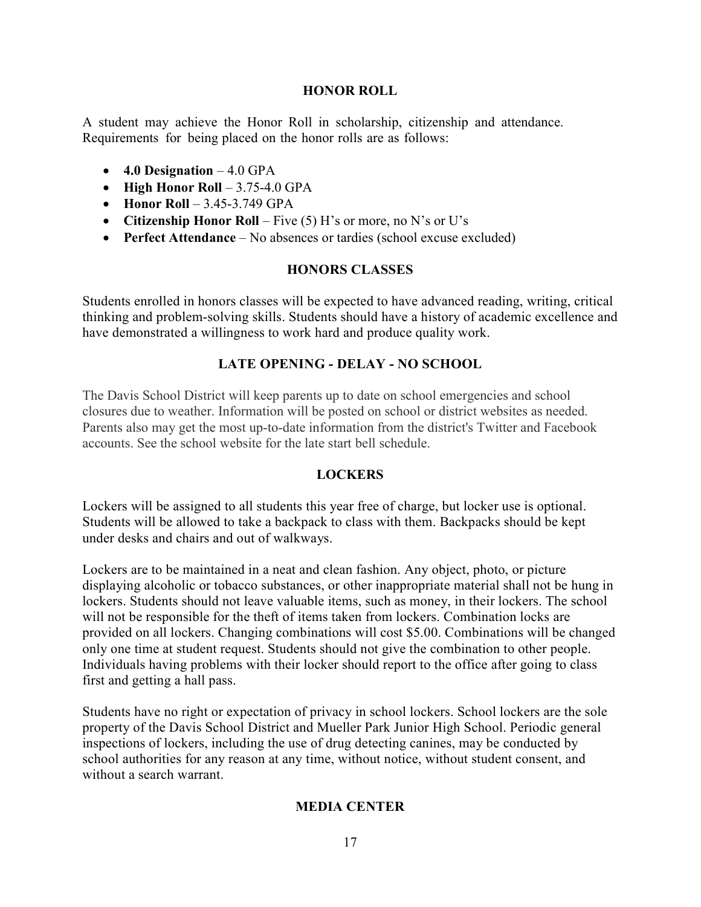## HONOR ROLL

A student may achieve the Honor Roll in scholarship, citizenship and attendance. Requirements for being placed on the honor rolls are as follows:

- **4.0 Designation** – 4.0 GPA
- **High Honor Roll** – 3.75-4.0 GPA
- **Honor Roll** – 3.45-3.749 GPA
- **Citizenship Honor Roll** – Five (5) H's or more, no N's or U's
- **Perfect Attendance** – No absences or tardies (school excuse excluded)

## HONORS CLASSES

Students enrolled in honors classes will be expected to have advanced reading, writing, critical thinking and problem-solving skills. Students should have a history of academic excellence and have demonstrated a willingness to work hard and produce quality work.

## LATE OPENING - DELAY - NO SCHOOL

The Davis School District will keep parents up to date on school emergencies and school closures due to weather. Information will be posted on school or district websites as needed. Parents also may get the most up-to-date information from the district's Twitter and Facebook accounts. See the school website for the late start bell schedule.

## LOCKERS

Lockers will be assigned to all students this year free of charge, but locker use is optional. Students will be allowed to take a backpack to class with them. Backpacks should be kept under desks and chairs and out of walkways.

Lockers are to be maintained in a neat and clean fashion. Any object, photo, or picture displaying alcoholic or tobacco substances, or other inappropriate material shall not be hung in lockers. Students should not leave valuable items, such as money, in their lockers. The school will not be responsible for the theft of items taken from lockers. Combination locks are provided on all lockers. Changing combinations will cost $5.00. Combinations will be changed only one time at student request. Students should not give the combination to other people. Individuals having problems with their locker should report to the office after going to class first and getting a hall pass.

Students have no right or expectation of privacy in school lockers. School lockers are the sole property of the Davis School District and Mueller Park Junior High School. Periodic general inspections of lockers, including the use of drug detecting canines, may be conducted by school authorities for any reason at any time, without notice, without student consent, and without a search warrant.

## MEDIA CENTER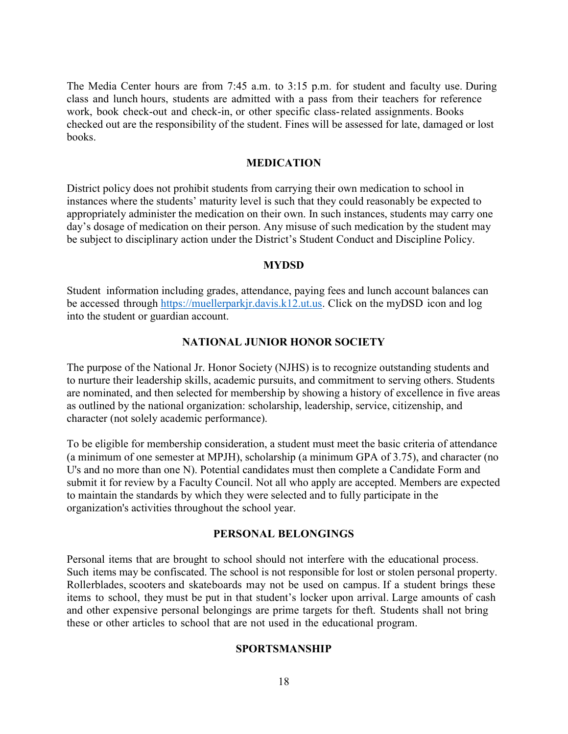The Media Center hours are from 7:45 a.m. to 3:15 p.m. for student and faculty use. During class and lunch hours, students are admitted with a pass from their teachers for reference work, book check-out and check-in, or other specific class-related assignments. Books checked out are the responsibility of the student. Fines will be assessed for late, damaged or lost books.

## MEDICATION

District policy does not prohibit students from carrying their own medication to school in instances where the students' maturity level is such that they could reasonably be expected to appropriately administer the medication on their own. In such instances, students may carry one day's dosage of medication on their person. Any misuse of such medication by the student may be subject to disciplinary action under the District's Student Conduct and Discipline Policy.

## MYDSD

Student information including grades, attendance, paying fees and lunch account balances can be accessed through [https://muellerparkjr.davis.k12.ut.us](https://muellerparkjr.davis.k12.ut.us). Click on the myDSD icon and log into the student or guardian account.

## NATIONAL JUNIOR HONOR SOCIETY

The purpose of the National Jr. Honor Society (NJHS) is to recognize outstanding students and to nurture their leadership skills, academic pursuits, and commitment to serving others. Students are nominated, and then selected for membership by showing a history of excellence in five areas as outlined by the national organization: scholarship, leadership, service, citizenship, and character (not solely academic performance).

To be eligible for membership consideration, a student must meet the basic criteria of attendance (a minimum of one semester at MPJH), scholarship (a minimum GPA of 3.75), and character (no U's and no more than one N). Potential candidates must then complete a Candidate Form and submit it for review by a Faculty Council. Not all who apply are accepted. Members are expected to maintain the standards by which they were selected and to fully participate in the organization's activities throughout the school year.

## PERSONAL BELONGINGS

Personal items that are brought to school should not interfere with the educational process. Such items may be confiscated. The school is not responsible for lost or stolen personal property. Rollerblades, scooters and skateboards may not be used on campus. If a student brings these items to school, they must be put in that student's locker upon arrival. Large amounts of cash and other expensive personal belongings are prime targets for theft. Students shall not bring these or other articles to school that are not used in the educational program.

## SPORTSMANSHIP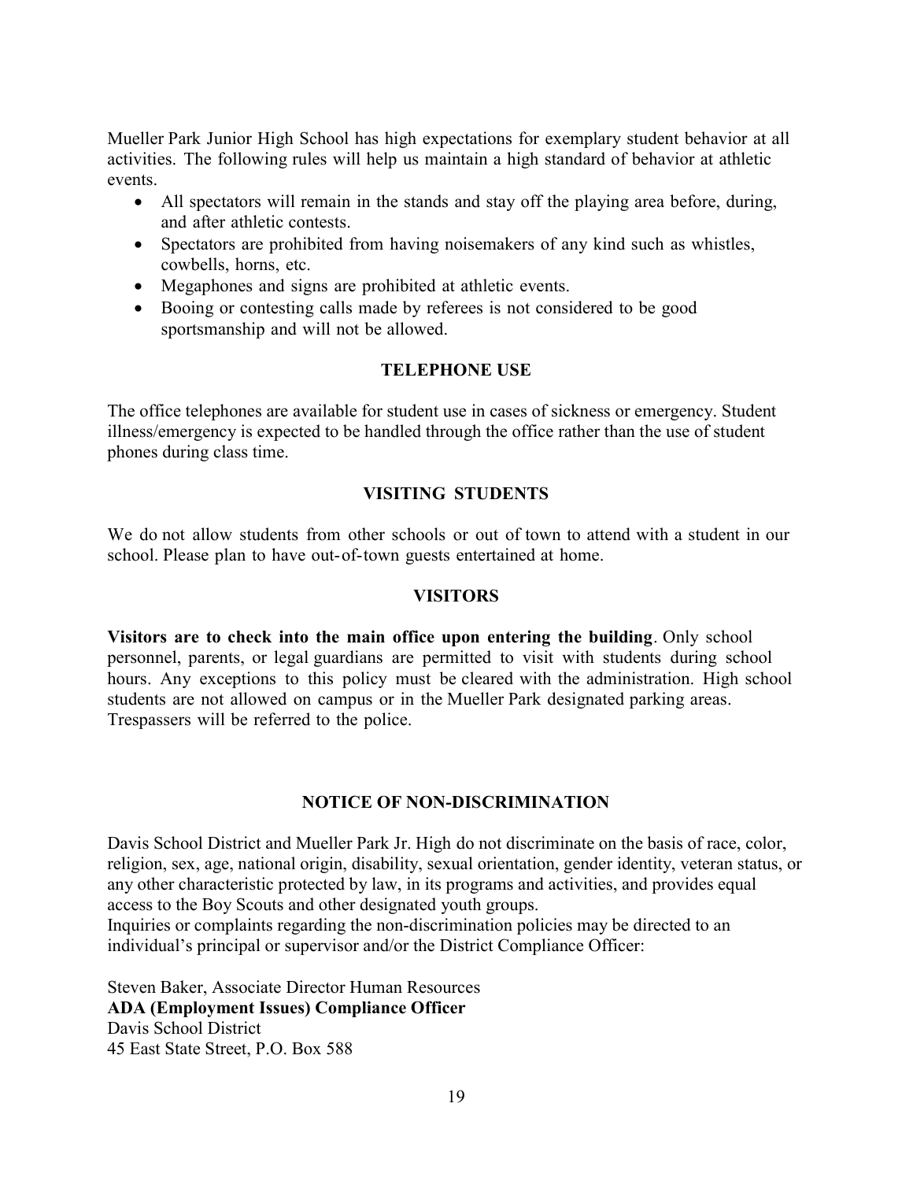Mueller Park Junior High School has high expectations for exemplary student behavior at all activities. The following rules will help us maintain a high standard of behavior at athletic events.

- All spectators will remain in the stands and stay off the playing area before, during, and after athletic contests.
- Spectators are prohibited from having noisemakers of any kind such as whistles, cowbells, horns, etc.
- Megaphones and signs are prohibited at athletic events.
- Booing or contesting calls made by referees is not considered to be good sportsmanship and will not be allowed.

## TELEPHONE USE

The office telephones are available for student use in cases of sickness or emergency. Student illness/emergency is expected to be handled through the office rather than the use of student phones during class time.

## VISITING STUDENTS

We do not allow students from other schools or out of town to attend with a student in our school. Please plan to have out-of-town guests entertained at home.

## VISITORS

**Visitors are to check into the main office upon entering the building**. Only school personnel, parents, or legal guardians are permitted to visit with students during school hours. Any exceptions to this policy must be cleared with the administration. High school students are not allowed on campus or in the Mueller Park designated parking areas. Trespassers will be referred to the police.

## NOTICE OF NON-DISCRIMINATION

Davis School District and Mueller Park Jr. High do not discriminate on the basis of race, color, religion, sex, age, national origin, disability, sexual orientation, gender identity, veteran status, or any other characteristic protected by law, in its programs and activities, and provides equal access to the Boy Scouts and other designated youth groups.
Inquiries or complaints regarding the non-discrimination policies may be directed to an individual's principal or supervisor and/or the District Compliance Officer:

Steven Baker, Associate Director Human Resources
**ADA (Employment Issues) Compliance Officer**
Davis School District
45 East State Street, P.O. Box 588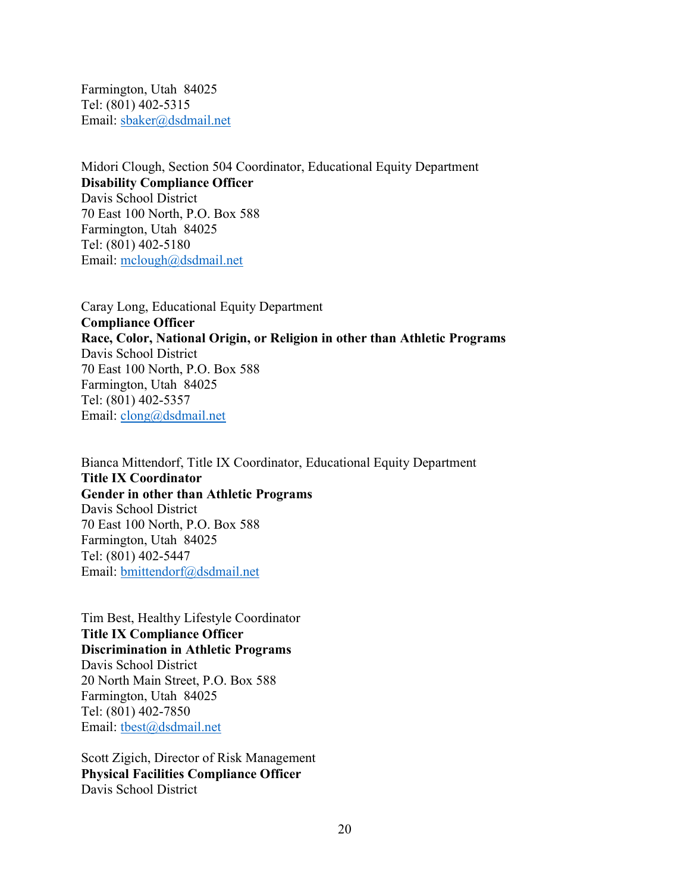Farmington, Utah 84025
Tel: (801) 402-5315
Email: sbaker@dsdmail.net

Midori Clough, Section 504 Coordinator, Educational Equity Department
**Disability Compliance Officer**
Davis School District
70 East 100 North, P.O. Box 588
Farmington, Utah 84025
Tel: (801) 402-5180
Email: mclough@dsdmail.net

Caray Long, Educational Equity Department
**Compliance Officer**
**Race, Color, National Origin, or Religion in other than Athletic Programs**
Davis School District
70 East 100 North, P.O. Box 588
Farmington, Utah 84025
Tel: (801) 402-5357
Email: clong@dsdmail.net

Bianca Mittendorf, Title IX Coordinator, Educational Equity Department
**Title IX Coordinator**
**Gender in other than Athletic Programs**
Davis School District
70 East 100 North, P.O. Box 588
Farmington, Utah 84025
Tel: (801) 402-5447
Email: bmittendorf@dsdmail.net

Tim Best, Healthy Lifestyle Coordinator
**Title IX Compliance Officer**
**Discrimination in Athletic Programs**
Davis School District
20 North Main Street, P.O. Box 588
Farmington, Utah 84025
Tel: (801) 402-7850
Email: tbest@dsdmail.net

Scott Zigich, Director of Risk Management
**Physical Facilities Compliance Officer**
Davis School District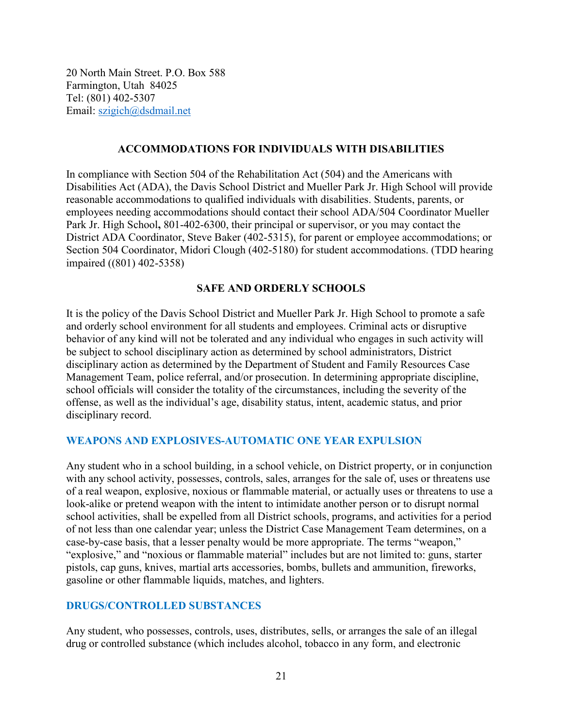20 North Main Street. P.O. Box 588
Farmington, Utah 84025
Tel: (801) 402-5307
Email: szigich@dsdmail.net

## ACCOMMODATIONS FOR INDIVIDUALS WITH DISABILITIES

In compliance with Section 504 of the Rehabilitation Act (504) and the Americans with Disabilities Act (ADA), the Davis School District and Mueller Park Jr. High School will provide reasonable accommodations to qualified individuals with disabilities. Students, parents, or employees needing accommodations should contact their school ADA/504 Coordinator Mueller Park Jr. High School**,** 801-402-6300, their principal or supervisor, or you may contact the District ADA Coordinator, Steve Baker (402-5315), for parent or employee accommodations; or Section 504 Coordinator, Midori Clough (402-5180) for student accommodations. (TDD hearing impaired ((801) 402-5358)

## SAFE AND ORDERLY SCHOOLS

It is the policy of the Davis School District and Mueller Park Jr. High School to promote a safe and orderly school environment for all students and employees. Criminal acts or disruptive behavior of any kind will not be tolerated and any individual who engages in such activity will be subject to school disciplinary action as determined by school administrators, District disciplinary action as determined by the Department of Student and Family Resources Case Management Team, police referral, and/or prosecution. In determining appropriate discipline, school officials will consider the totality of the circumstances, including the severity of the offense, as well as the individual's age, disability status, intent, academic status, and prior disciplinary record.

### WEAPONS AND EXPLOSIVES-AUTOMATIC ONE YEAR EXPULSION

Any student who in a school building, in a school vehicle, on District property, or in conjunction with any school activity, possesses, controls, sales, arranges for the sale of, uses or threatens use of a real weapon, explosive, noxious or flammable material, or actually uses or threatens to use a look-alike or pretend weapon with the intent to intimidate another person or to disrupt normal school activities, shall be expelled from all District schools, programs, and activities for a period of not less than one calendar year; unless the District Case Management Team determines, on a case-by-case basis, that a lesser penalty would be more appropriate. The terms "weapon," "explosive," and "noxious or flammable material" includes but are not limited to: guns, starter pistols, cap guns, knives, martial arts accessories, bombs, bullets and ammunition, fireworks, gasoline or other flammable liquids, matches, and lighters.

### DRUGS/CONTROLLED SUBSTANCES

Any student, who possesses, controls, uses, distributes, sells, or arranges the sale of an illegal drug or controlled substance (which includes alcohol, tobacco in any form, and electronic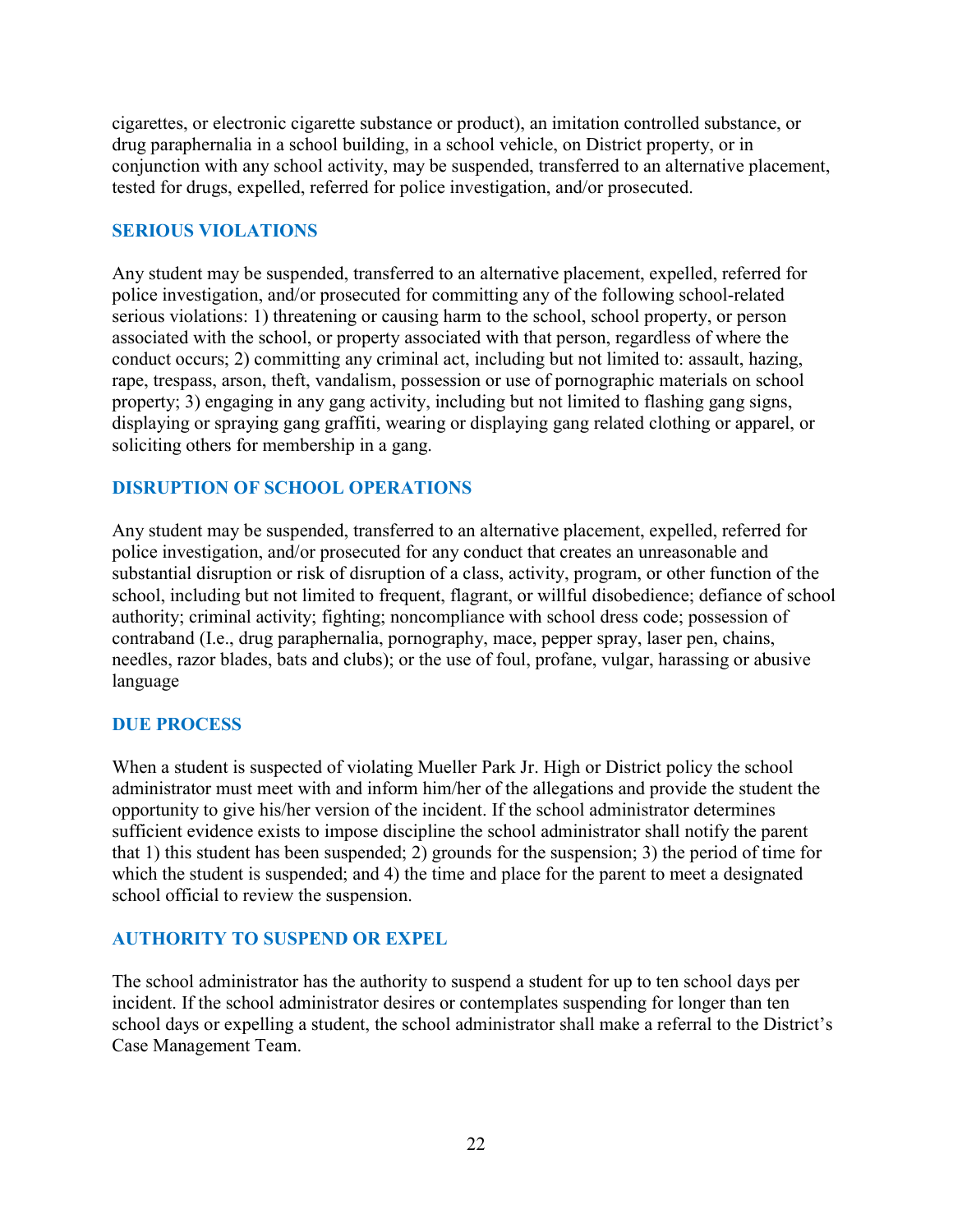cigarettes, or electronic cigarette substance or product), an imitation controlled substance, or drug paraphernalia in a school building, in a school vehicle, on District property, or in conjunction with any school activity, may be suspended, transferred to an alternative placement, tested for drugs, expelled, referred for police investigation, and/or prosecuted.

### SERIOUS VIOLATIONS

Any student may be suspended, transferred to an alternative placement, expelled, referred for police investigation, and/or prosecuted for committing any of the following school-related serious violations: 1) threatening or causing harm to the school, school property, or person associated with the school, or property associated with that person, regardless of where the conduct occurs; 2) committing any criminal act, including but not limited to: assault, hazing, rape, trespass, arson, theft, vandalism, possession or use of pornographic materials on school property; 3) engaging in any gang activity, including but not limited to flashing gang signs, displaying or spraying gang graffiti, wearing or displaying gang related clothing or apparel, or soliciting others for membership in a gang.

### DISRUPTION OF SCHOOL OPERATIONS

Any student may be suspended, transferred to an alternative placement, expelled, referred for police investigation, and/or prosecuted for any conduct that creates an unreasonable and substantial disruption or risk of disruption of a class, activity, program, or other function of the school, including but not limited to frequent, flagrant, or willful disobedience; defiance of school authority; criminal activity; fighting; noncompliance with school dress code; possession of contraband (I.e., drug paraphernalia, pornography, mace, pepper spray, laser pen, chains, needles, razor blades, bats and clubs); or the use of foul, profane, vulgar, harassing or abusive language

### DUE PROCESS

When a student is suspected of violating Mueller Park Jr. High or District policy the school administrator must meet with and inform him/her of the allegations and provide the student the opportunity to give his/her version of the incident. If the school administrator determines sufficient evidence exists to impose discipline the school administrator shall notify the parent that 1) this student has been suspended; 2) grounds for the suspension; 3) the period of time for which the student is suspended; and 4) the time and place for the parent to meet a designated school official to review the suspension.

### AUTHORITY TO SUSPEND OR EXPEL

The school administrator has the authority to suspend a student for up to ten school days per incident. If the school administrator desires or contemplates suspending for longer than ten school days or expelling a student, the school administrator shall make a referral to the District's Case Management Team.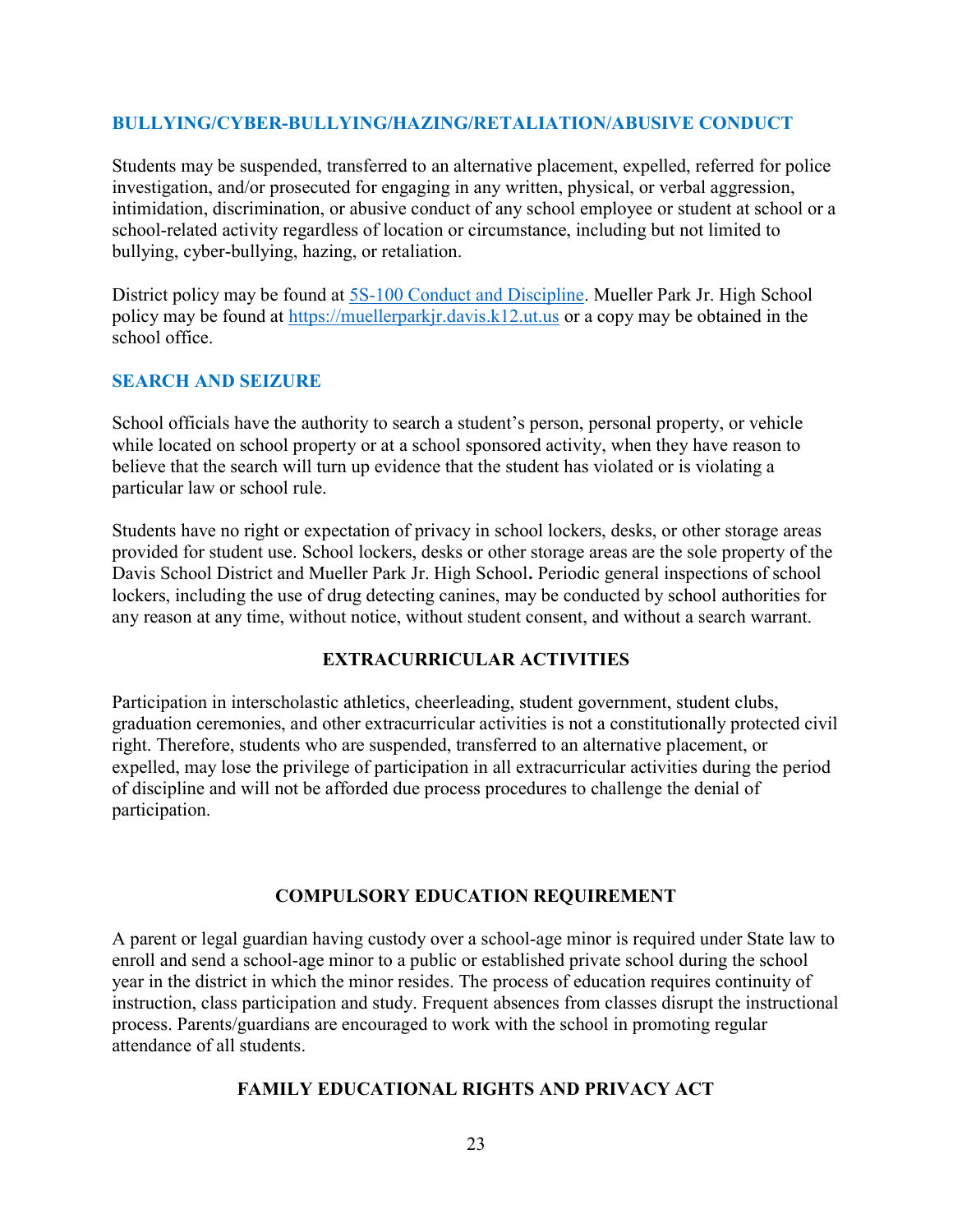## BULLYING/CYBER-BULLYING/HAZING/RETALIATION/ABUSIVE CONDUCT

Students may be suspended, transferred to an alternative placement, expelled, referred for police investigation, and/or prosecuted for engaging in any written, physical, or verbal aggression, intimidation, discrimination, or abusive conduct of any school employee or student at school or a school-related activity regardless of location or circumstance, including but not limited to bullying, cyber-bullying, hazing, or retaliation.

District policy may be found at [5S-100 Conduct and Discipline](). Mueller Park Jr. High School policy may be found at [https://muellerparkjr.davis.k12.ut.us](https://muellerparkjr.davis.k12.ut.us) or a copy may be obtained in the school office.

## SEARCH AND SEIZURE

School officials have the authority to search a student's person, personal property, or vehicle while located on school property or at a school sponsored activity, when they have reason to believe that the search will turn up evidence that the student has violated or is violating a particular law or school rule.

Students have no right or expectation of privacy in school lockers, desks, or other storage areas provided for student use. School lockers, desks or other storage areas are the sole property of the Davis School District and Mueller Park Jr. High School**.** Periodic general inspections of school lockers, including the use of drug detecting canines, may be conducted by school authorities for any reason at any time, without notice, without student consent, and without a search warrant.

## EXTRACURRICULAR ACTIVITIES

Participation in interscholastic athletics, cheerleading, student government, student clubs, graduation ceremonies, and other extracurricular activities is not a constitutionally protected civil right. Therefore, students who are suspended, transferred to an alternative placement, or expelled, may lose the privilege of participation in all extracurricular activities during the period of discipline and will not be afforded due process procedures to challenge the denial of participation.

## COMPULSORY EDUCATION REQUIREMENT

A parent or legal guardian having custody over a school-age minor is required under State law to enroll and send a school-age minor to a public or established private school during the school year in the district in which the minor resides. The process of education requires continuity of instruction, class participation and study. Frequent absences from classes disrupt the instructional process. Parents/guardians are encouraged to work with the school in promoting regular attendance of all students.

## FAMILY EDUCATIONAL RIGHTS AND PRIVACY ACT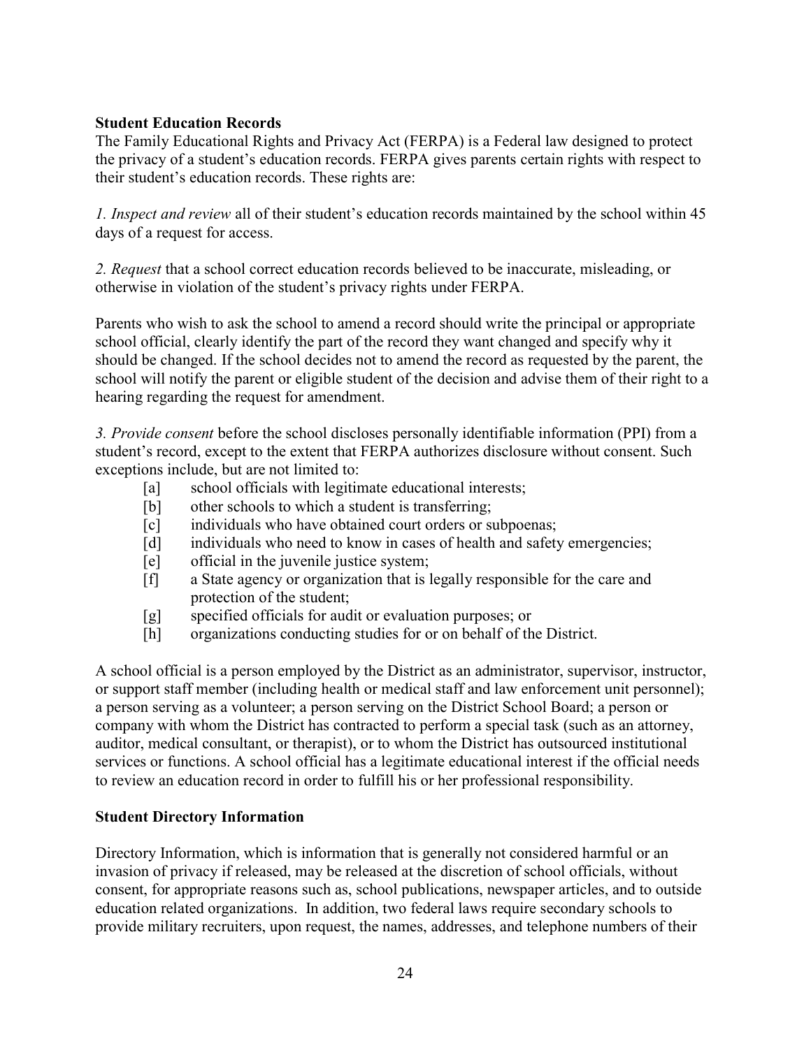**Student Education Records**

The Family Educational Rights and Privacy Act (FERPA) is a Federal law designed to protect the privacy of a student's education records. FERPA gives parents certain rights with respect to their student's education records. These rights are:

*1. Inspect and review* all of their student's education records maintained by the school within 45 days of a request for access.

*2. Request* that a school correct education records believed to be inaccurate, misleading, or otherwise in violation of the student's privacy rights under FERPA.

Parents who wish to ask the school to amend a record should write the principal or appropriate school official, clearly identify the part of the record they want changed and specify why it should be changed. If the school decides not to amend the record as requested by the parent, the school will notify the parent or eligible student of the decision and advise them of their right to a hearing regarding the request for amendment.

*3. Provide consent* before the school discloses personally identifiable information (PPI) from a student's record, except to the extent that FERPA authorizes disclosure without consent. Such exceptions include, but are not limited to:

- [a] school officials with legitimate educational interests;
- [b] other schools to which a student is transferring;
- [c] individuals who have obtained court orders or subpoenas;
- [d] individuals who need to know in cases of health and safety emergencies;
- [e] official in the juvenile justice system;
- [f] a State agency or organization that is legally responsible for the care and protection of the student;
- [g] specified officials for audit or evaluation purposes; or
- [h] organizations conducting studies for or on behalf of the District.

A school official is a person employed by the District as an administrator, supervisor, instructor, or support staff member (including health or medical staff and law enforcement unit personnel); a person serving as a volunteer; a person serving on the District School Board; a person or company with whom the District has contracted to perform a special task (such as an attorney, auditor, medical consultant, or therapist), or to whom the District has outsourced institutional services or functions. A school official has a legitimate educational interest if the official needs to review an education record in order to fulfill his or her professional responsibility.

**Student Directory Information**

Directory Information, which is information that is generally not considered harmful or an invasion of privacy if released, may be released at the discretion of school officials, without consent, for appropriate reasons such as, school publications, newspaper articles, and to outside education related organizations. In addition, two federal laws require secondary schools to provide military recruiters, upon request, the names, addresses, and telephone numbers of their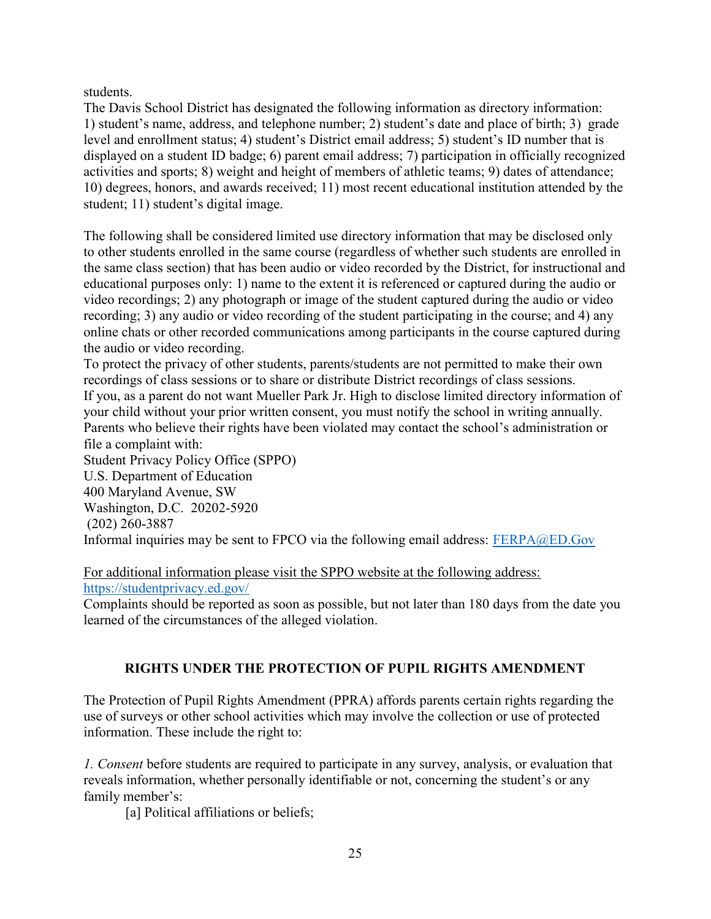students.

The Davis School District has designated the following information as directory information: 1) student's name, address, and telephone number; 2) student's date and place of birth; 3) grade level and enrollment status; 4) student's District email address; 5) student's ID number that is displayed on a student ID badge; 6) parent email address; 7) participation in officially recognized activities and sports; 8) weight and height of members of athletic teams; 9) dates of attendance; 10) degrees, honors, and awards received; 11) most recent educational institution attended by the student; 11) student's digital image.

The following shall be considered limited use directory information that may be disclosed only to other students enrolled in the same course (regardless of whether such students are enrolled in the same class section) that has been audio or video recorded by the District, for instructional and educational purposes only: 1) name to the extent it is referenced or captured during the audio or video recordings; 2) any photograph or image of the student captured during the audio or video recording; 3) any audio or video recording of the student participating in the course; and 4) any online chats or other recorded communications among participants in the course captured during the audio or video recording.

To protect the privacy of other students, parents/students are not permitted to make their own recordings of class sessions or to share or distribute District recordings of class sessions.

If you, as a parent do not want Mueller Park Jr. High to disclose limited directory information of your child without your prior written consent, you must notify the school in writing annually.

Parents who believe their rights have been violated may contact the school's administration or file a complaint with:

Student Privacy Policy Office (SPPO)
U.S. Department of Education
400 Maryland Avenue, SW
Washington, D.C. 20202-5920
(202) 260-3887

Informal inquiries may be sent to FPCO via the following email address: FERPA@ED.Gov

For additional information please visit the SPPO website at the following address: https://studentprivacy.ed.gov/

Complaints should be reported as soon as possible, but not later than 180 days from the date you learned of the circumstances of the alleged violation.

## RIGHTS UNDER THE PROTECTION OF PUPIL RIGHTS AMENDMENT

The Protection of Pupil Rights Amendment (PPRA) affords parents certain rights regarding the use of surveys or other school activities which may involve the collection or use of protected information. These include the right to:

*1. Consent* before students are required to participate in any survey, analysis, or evaluation that reveals information, whether personally identifiable or not, concerning the student's or any family member's:

[a] Political affiliations or beliefs;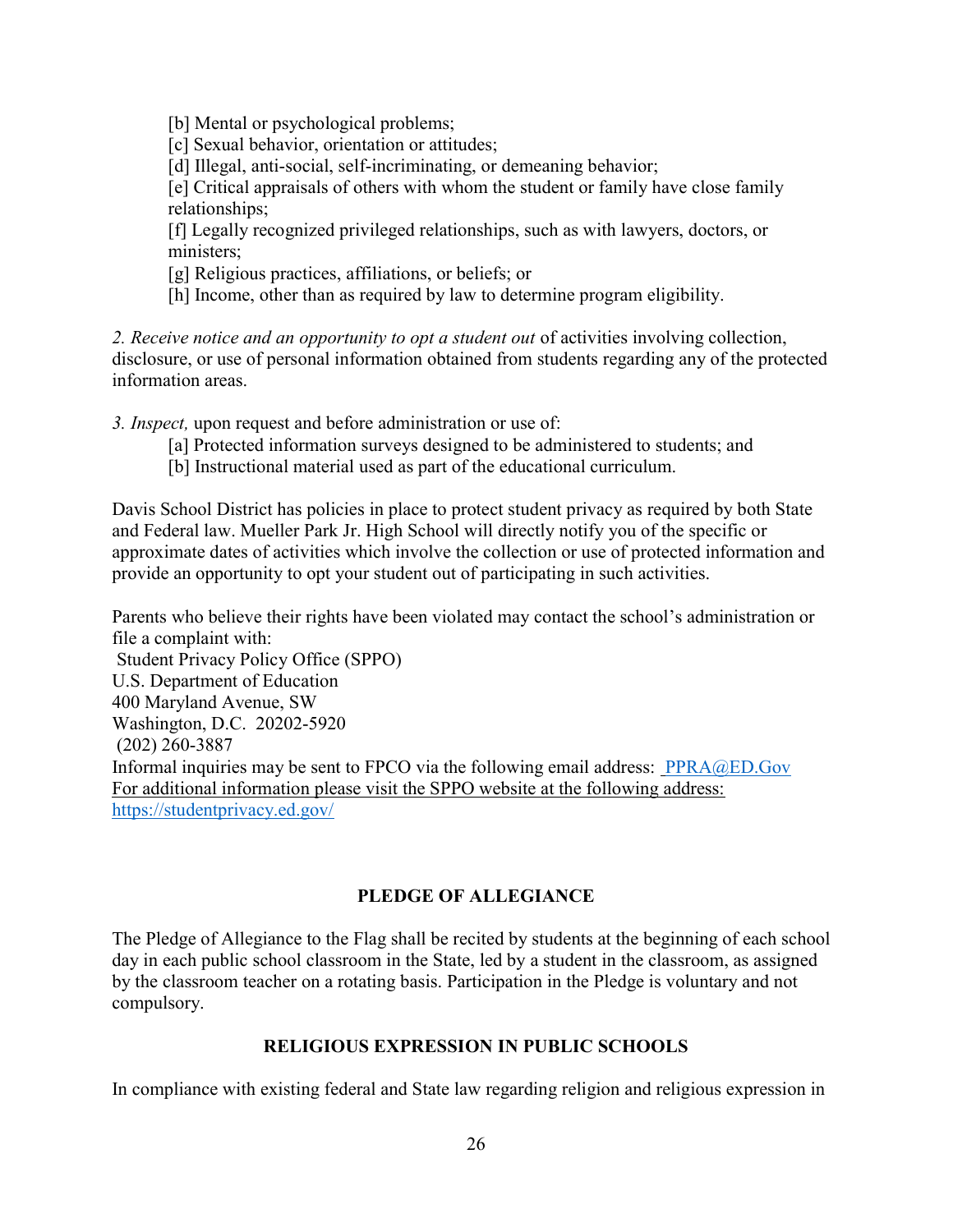[b] Mental or psychological problems;
[c] Sexual behavior, orientation or attitudes;
[d] Illegal, anti-social, self-incriminating, or demeaning behavior;
[e] Critical appraisals of others with whom the student or family have close family relationships;
[f] Legally recognized privileged relationships, such as with lawyers, doctors, or ministers;
[g] Religious practices, affiliations, or beliefs; or
[h] Income, other than as required by law to determine program eligibility.

*2. Receive notice and an opportunity to opt a student out* of activities involving collection, disclosure, or use of personal information obtained from students regarding any of the protected information areas.

*3. Inspect,* upon request and before administration or use of:

[a] Protected information surveys designed to be administered to students; and
[b] Instructional material used as part of the educational curriculum.

Davis School District has policies in place to protect student privacy as required by both State and Federal law. Mueller Park Jr. High School will directly notify you of the specific or approximate dates of activities which involve the collection or use of protected information and provide an opportunity to opt your student out of participating in such activities.

Parents who believe their rights have been violated may contact the school's administration or file a complaint with:
Student Privacy Policy Office (SPPO)
U.S. Department of Education
400 Maryland Avenue, SW
Washington, D.C. 20202-5920
(202) 260-3887
Informal inquiries may be sent to FPCO via the following email address: PPRA@ED.Gov
For additional information please visit the SPPO website at the following address:
https://studentprivacy.ed.gov/

## PLEDGE OF ALLEGIANCE

The Pledge of Allegiance to the Flag shall be recited by students at the beginning of each school day in each public school classroom in the State, led by a student in the classroom, as assigned by the classroom teacher on a rotating basis. Participation in the Pledge is voluntary and not compulsory.

## RELIGIOUS EXPRESSION IN PUBLIC SCHOOLS

In compliance with existing federal and State law regarding religion and religious expression in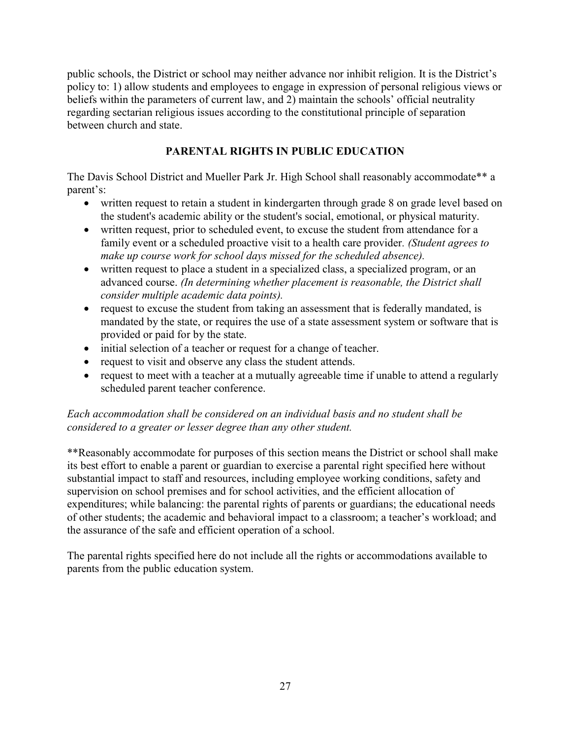public schools, the District or school may neither advance nor inhibit religion. It is the District's policy to: 1) allow students and employees to engage in expression of personal religious views or beliefs within the parameters of current law, and 2) maintain the schools' official neutrality regarding sectarian religious issues according to the constitutional principle of separation between church and state.

## PARENTAL RIGHTS IN PUBLIC EDUCATION

The Davis School District and Mueller Park Jr. High School shall reasonably accommodate** a parent's:

- written request to retain a student in kindergarten through grade 8 on grade level based on the student's academic ability or the student's social, emotional, or physical maturity.
- written request, prior to scheduled event, to excuse the student from attendance for a family event or a scheduled proactive visit to a health care provider. *(Student agrees to make up course work for school days missed for the scheduled absence).*
- written request to place a student in a specialized class, a specialized program, or an advanced course. *(In determining whether placement is reasonable, the District shall consider multiple academic data points).*
- request to excuse the student from taking an assessment that is federally mandated, is mandated by the state, or requires the use of a state assessment system or software that is provided or paid for by the state.
- initial selection of a teacher or request for a change of teacher.
- request to visit and observe any class the student attends.
- request to meet with a teacher at a mutually agreeable time if unable to attend a regularly scheduled parent teacher conference.

*Each accommodation shall be considered on an individual basis and no student shall be considered to a greater or lesser degree than any other student.*

**Reasonably accommodate for purposes of this section means the District or school shall make its best effort to enable a parent or guardian to exercise a parental right specified here without substantial impact to staff and resources, including employee working conditions, safety and supervision on school premises and for school activities, and the efficient allocation of expenditures; while balancing: the parental rights of parents or guardians; the educational needs of other students; the academic and behavioral impact to a classroom; a teacher's workload; and the assurance of the safe and efficient operation of a school.

The parental rights specified here do not include all the rights or accommodations available to parents from the public education system.